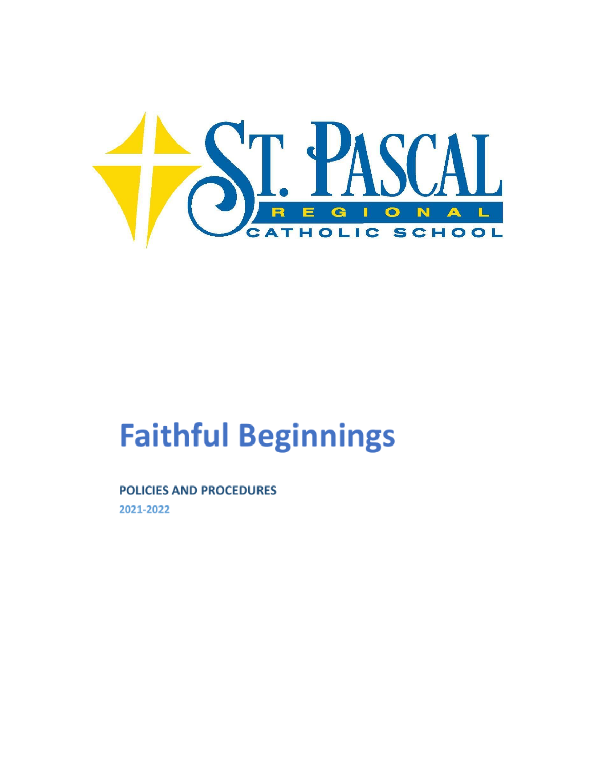ST. PASCAL

REGIONAL

CATHOLIC SCHOOL

# Faithful Beginnings

**POLICIES AND PROCEDURES**

2021-2022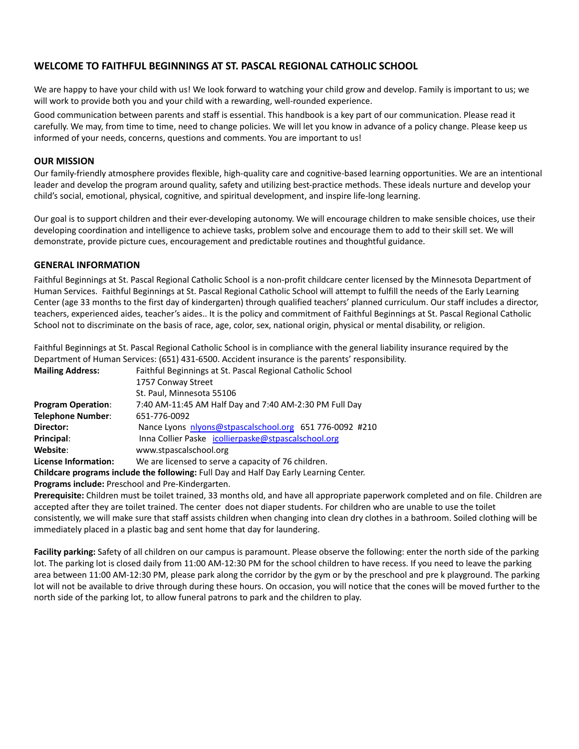## WELCOME TO FAITHFUL BEGINNINGS AT ST. PASCAL REGIONAL CATHOLIC SCHOOL

We are happy to have your child with us! We look forward to watching your child grow and develop. Family is important to us; we will work to provide both you and your child with a rewarding, well-rounded experience.

Good communication between parents and staff is essential. This handbook is a key part of our communication. Please read it carefully. We may, from time to time, need to change policies. We will let you know in advance of a policy change. Please keep us informed of your needs, concerns, questions and comments. You are important to us!

### OUR MISSION

Our family-friendly atmosphere provides flexible, high-quality care and cognitive-based learning opportunities. We are an intentional leader and develop the program around quality, safety and utilizing best-practice methods. These ideals nurture and develop your child's social, emotional, physical, cognitive, and spiritual development, and inspire life-long learning.

Our goal is to support children and their ever-developing autonomy. We will encourage children to make sensible choices, use their developing coordination and intelligence to achieve tasks, problem solve and encourage them to add to their skill set. We will demonstrate, provide picture cues, encouragement and predictable routines and thoughtful guidance.

### GENERAL INFORMATION

Faithful Beginnings at St. Pascal Regional Catholic School is a non-profit childcare center licensed by the Minnesota Department of Human Services. Faithful Beginnings at St. Pascal Regional Catholic School will attempt to fulfill the needs of the Early Learning Center (age 33 months to the first day of kindergarten) through qualified teachers' planned curriculum. Our staff includes a director, teachers, experienced aides, teacher's aides.. It is the policy and commitment of Faithful Beginnings at St. Pascal Regional Catholic School not to discriminate on the basis of race, age, color, sex, national origin, physical or mental disability, or religion.

Faithful Beginnings at St. Pascal Regional Catholic School is in compliance with the general liability insurance required by the Department of Human Services: (651) 431-6500. Accident insurance is the parents' responsibility.

**Mailing Address:** Faithful Beginnings at St. Pascal Regional Catholic School
1757 Conway Street
St. Paul, Minnesota 55106

**Program Operation**: 7:40 AM-11:45 AM Half Day and 7:40 AM-2:30 PM Full Day

**Telephone Number**: 651-776-0092

**Director:** Nance Lyons nlyons@stpascalschool.org 651 776-0092 #210

**Principal**: Inna Collier Paske icollierpaske@stpascalschool.org

**Website**: www.stpascalschool.org

**License Information:** We are licensed to serve a capacity of 76 children.

**Childcare programs include the following:** Full Day and Half Day Early Learning Center.

**Programs include:** Preschool and Pre-Kindergarten.

**Prerequisite:** Children must be toilet trained, 33 months old, and have all appropriate paperwork completed and on file. Children are accepted after they are toilet trained. The center does not diaper students. For children who are unable to use the toilet consistently, we will make sure that staff assists children when changing into clean dry clothes in a bathroom. Soiled clothing will be immediately placed in a plastic bag and sent home that day for laundering.

**Facility parking:** Safety of all children on our campus is paramount. Please observe the following: enter the north side of the parking lot. The parking lot is closed daily from 11:00 AM-12:30 PM for the school children to have recess. If you need to leave the parking area between 11:00 AM-12:30 PM, please park along the corridor by the gym or by the preschool and pre k playground. The parking lot will not be available to drive through during these hours. On occasion, you will notice that the cones will be moved further to the north side of the parking lot, to allow funeral patrons to park and the children to play.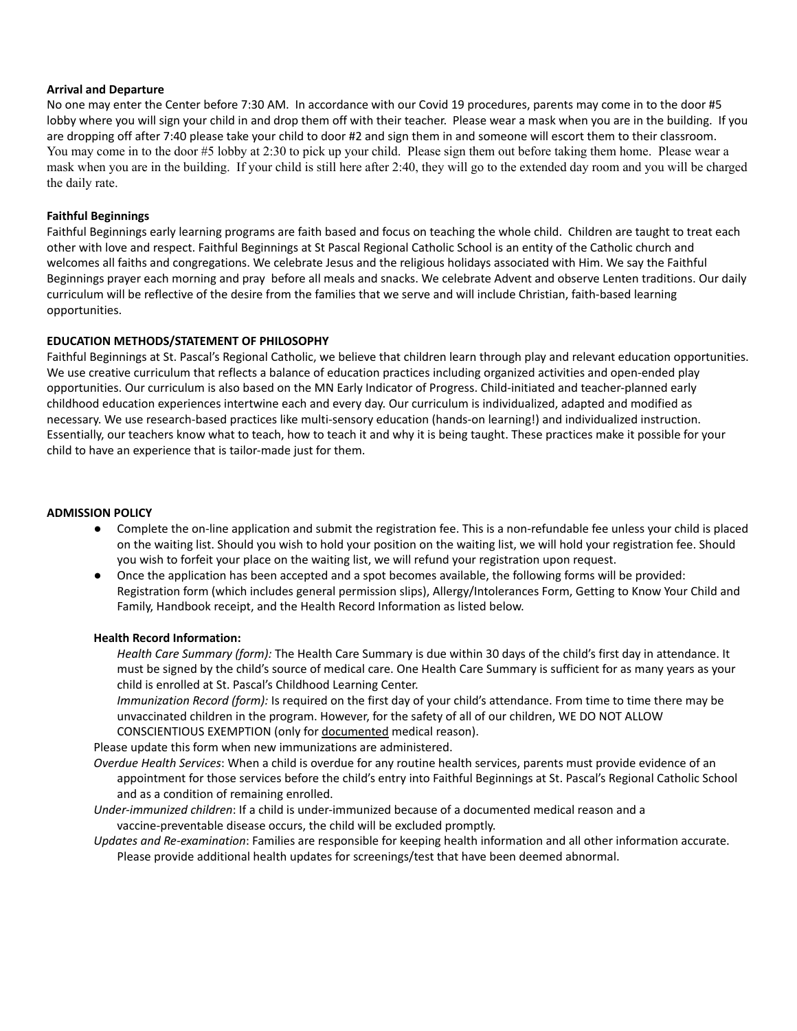**Arrival and Departure**

No one may enter the Center before 7:30 AM. In accordance with our Covid 19 procedures, parents may come in to the door #5 lobby where you will sign your child in and drop them off with their teacher. Please wear a mask when you are in the building. If you are dropping off after 7:40 please take your child to door #2 and sign them in and someone will escort them to their classroom. You may come in to the door #5 lobby at 2:30 to pick up your child. Please sign them out before taking them home. Please wear a mask when you are in the building. If your child is still here after 2:40, they will go to the extended day room and you will be charged the daily rate.

**Faithful Beginnings**

Faithful Beginnings early learning programs are faith based and focus on teaching the whole child. Children are taught to treat each other with love and respect. Faithful Beginnings at St Pascal Regional Catholic School is an entity of the Catholic church and welcomes all faiths and congregations. We celebrate Jesus and the religious holidays associated with Him. We say the Faithful Beginnings prayer each morning and pray before all meals and snacks. We celebrate Advent and observe Lenten traditions. Our daily curriculum will be reflective of the desire from the families that we serve and will include Christian, faith-based learning opportunities.

**EDUCATION METHODS/STATEMENT OF PHILOSOPHY**

Faithful Beginnings at St. Pascal's Regional Catholic, we believe that children learn through play and relevant education opportunities. We use creative curriculum that reflects a balance of education practices including organized activities and open-ended play opportunities. Our curriculum is also based on the MN Early Indicator of Progress. Child-initiated and teacher-planned early childhood education experiences intertwine each and every day. Our curriculum is individualized, adapted and modified as necessary. We use research-based practices like multi-sensory education (hands-on learning!) and individualized instruction. Essentially, our teachers know what to teach, how to teach it and why it is being taught. These practices make it possible for your child to have an experience that is tailor-made just for them.

**ADMISSION POLICY**

- Complete the on-line application and submit the registration fee. This is a non-refundable fee unless your child is placed on the waiting list. Should you wish to hold your position on the waiting list, we will hold your registration fee. Should you wish to forfeit your place on the waiting list, we will refund your registration upon request.
- Once the application has been accepted and a spot becomes available, the following forms will be provided: Registration form (which includes general permission slips), Allergy/Intolerances Form, Getting to Know Your Child and Family, Handbook receipt, and the Health Record Information as listed below.

**Health Record Information:**

*Health Care Summary (form):* The Health Care Summary is due within 30 days of the child's first day in attendance. It must be signed by the child's source of medical care. One Health Care Summary is sufficient for as many years as your child is enrolled at St. Pascal's Childhood Learning Center.

*Immunization Record (form):* Is required on the first day of your child's attendance. From time to time there may be unvaccinated children in the program. However, for the safety of all of our children, WE DO NOT ALLOW CONSCIENTIOUS EXEMPTION (only for documented medical reason).

Please update this form when new immunizations are administered.

*Overdue Health Services*: When a child is overdue for any routine health services, parents must provide evidence of an appointment for those services before the child's entry into Faithful Beginnings at St. Pascal's Regional Catholic School and as a condition of remaining enrolled.

*Under-immunized children*: If a child is under-immunized because of a documented medical reason and a vaccine-preventable disease occurs, the child will be excluded promptly.

*Updates and Re-examination*: Families are responsible for keeping health information and all other information accurate. Please provide additional health updates for screenings/test that have been deemed abnormal.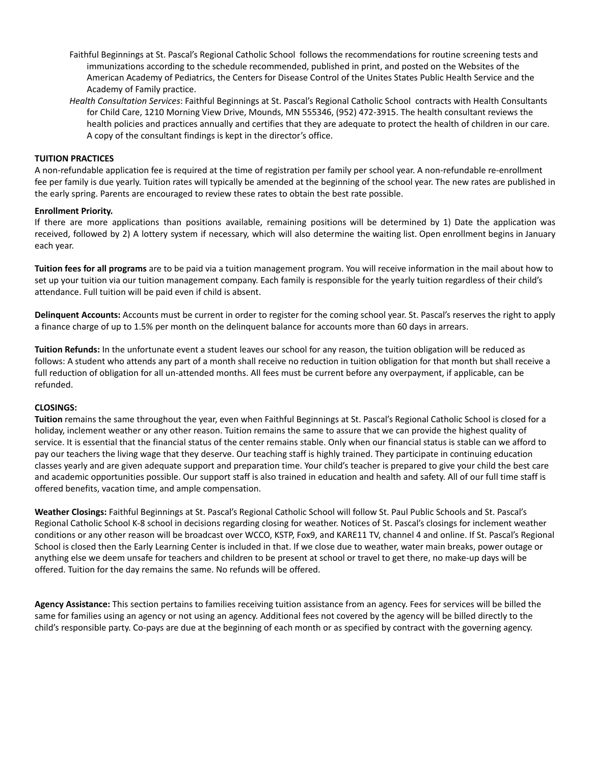Faithful Beginnings at St. Pascal's Regional Catholic School follows the recommendations for routine screening tests and immunizations according to the schedule recommended, published in print, and posted on the Websites of the American Academy of Pediatrics, the Centers for Disease Control of the Unites States Public Health Service and the Academy of Family practice.

*Health Consultation Services*: Faithful Beginnings at St. Pascal's Regional Catholic School contracts with Health Consultants for Child Care, 1210 Morning View Drive, Mounds, MN 555346, (952) 472-3915. The health consultant reviews the health policies and practices annually and certifies that they are adequate to protect the health of children in our care. A copy of the consultant findings is kept in the director's office.

**TUITION PRACTICES**

A non-refundable application fee is required at the time of registration per family per school year. A non-refundable re-enrollment fee per family is due yearly. Tuition rates will typically be amended at the beginning of the school year. The new rates are published in the early spring. Parents are encouraged to review these rates to obtain the best rate possible.

**Enrollment Priority.**

If there are more applications than positions available, remaining positions will be determined by 1) Date the application was received, followed by 2) A lottery system if necessary, which will also determine the waiting list. Open enrollment begins in January each year.

**Tuition fees for all programs** are to be paid via a tuition management program. You will receive information in the mail about how to set up your tuition via our tuition management company. Each family is responsible for the yearly tuition regardless of their child's attendance. Full tuition will be paid even if child is absent.

**Delinquent Accounts:** Accounts must be current in order to register for the coming school year. St. Pascal's reserves the right to apply a finance charge of up to 1.5% per month on the delinquent balance for accounts more than 60 days in arrears.

**Tuition Refunds:** In the unfortunate event a student leaves our school for any reason, the tuition obligation will be reduced as follows: A student who attends any part of a month shall receive no reduction in tuition obligation for that month but shall receive a full reduction of obligation for all un-attended months. All fees must be current before any overpayment, if applicable, can be refunded.

**CLOSINGS:**

**Tuition** remains the same throughout the year, even when Faithful Beginnings at St. Pascal's Regional Catholic School is closed for a holiday, inclement weather or any other reason. Tuition remains the same to assure that we can provide the highest quality of service. It is essential that the financial status of the center remains stable. Only when our financial status is stable can we afford to pay our teachers the living wage that they deserve. Our teaching staff is highly trained. They participate in continuing education classes yearly and are given adequate support and preparation time. Your child's teacher is prepared to give your child the best care and academic opportunities possible. Our support staff is also trained in education and health and safety. All of our full time staff is offered benefits, vacation time, and ample compensation.

**Weather Closings:** Faithful Beginnings at St. Pascal's Regional Catholic School will follow St. Paul Public Schools and St. Pascal's Regional Catholic School K-8 school in decisions regarding closing for weather. Notices of St. Pascal's closings for inclement weather conditions or any other reason will be broadcast over WCCO, KSTP, Fox9, and KARE11 TV, channel 4 and online. If St. Pascal's Regional School is closed then the Early Learning Center is included in that. If we close due to weather, water main breaks, power outage or anything else we deem unsafe for teachers and children to be present at school or travel to get there, no make-up days will be offered. Tuition for the day remains the same. No refunds will be offered.

**Agency Assistance:** This section pertains to families receiving tuition assistance from an agency. Fees for services will be billed the same for families using an agency or not using an agency. Additional fees not covered by the agency will be billed directly to the child's responsible party. Co-pays are due at the beginning of each month or as specified by contract with the governing agency.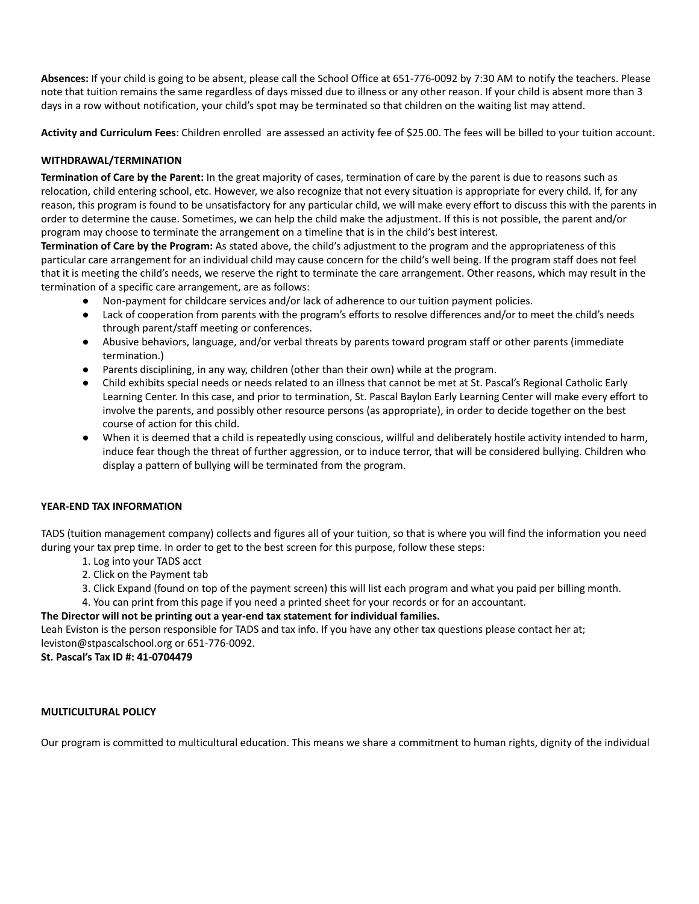**Absences:** If your child is going to be absent, please call the School Office at 651-776-0092 by 7:30 AM to notify the teachers. Please note that tuition remains the same regardless of days missed due to illness or any other reason. If your child is absent more than 3 days in a row without notification, your child's spot may be terminated so that children on the waiting list may attend.

**Activity and Curriculum Fees**: Children enrolled are assessed an activity fee of $25.00. The fees will be billed to your tuition account.

**WITHDRAWAL/TERMINATION**

**Termination of Care by the Parent:** In the great majority of cases, termination of care by the parent is due to reasons such as relocation, child entering school, etc. However, we also recognize that not every situation is appropriate for every child. If, for any reason, this program is found to be unsatisfactory for any particular child, we will make every effort to discuss this with the parents in order to determine the cause. Sometimes, we can help the child make the adjustment. If this is not possible, the parent and/or program may choose to terminate the arrangement on a timeline that is in the child's best interest.

**Termination of Care by the Program:** As stated above, the child's adjustment to the program and the appropriateness of this particular care arrangement for an individual child may cause concern for the child's well being. If the program staff does not feel that it is meeting the child's needs, we reserve the right to terminate the care arrangement. Other reasons, which may result in the termination of a specific care arrangement, are as follows:

- Non-payment for childcare services and/or lack of adherence to our tuition payment policies.
- Lack of cooperation from parents with the program's efforts to resolve differences and/or to meet the child's needs through parent/staff meeting or conferences.
- Abusive behaviors, language, and/or verbal threats by parents toward program staff or other parents (immediate termination.)
- Parents disciplining, in any way, children (other than their own) while at the program.
- Child exhibits special needs or needs related to an illness that cannot be met at St. Pascal's Regional Catholic Early Learning Center. In this case, and prior to termination, St. Pascal Baylon Early Learning Center will make every effort to involve the parents, and possibly other resource persons (as appropriate), in order to decide together on the best course of action for this child.
- When it is deemed that a child is repeatedly using conscious, willful and deliberately hostile activity intended to harm, induce fear though the threat of further aggression, or to induce terror, that will be considered bullying. Children who display a pattern of bullying will be terminated from the program.

**YEAR-END TAX INFORMATION**

TADS (tuition management company) collects and figures all of your tuition, so that is where you will find the information you need during your tax prep time. In order to get to the best screen for this purpose, follow these steps:

1. Log into your TADS acct
2. Click on the Payment tab
3. Click Expand (found on top of the payment screen) this will list each program and what you paid per billing month.
4. You can print from this page if you need a printed sheet for your records or for an accountant.

**The Director will not be printing out a year-end tax statement for individual families.**
Leah Eviston is the person responsible for TADS and tax info. If you have any other tax questions please contact her at; leviston@stpascalschool.org or 651-776-0092.
**St. Pascal's Tax ID #: 41-0704479**

**MULTICULTURAL POLICY**

Our program is committed to multicultural education. This means we share a commitment to human rights, dignity of the individual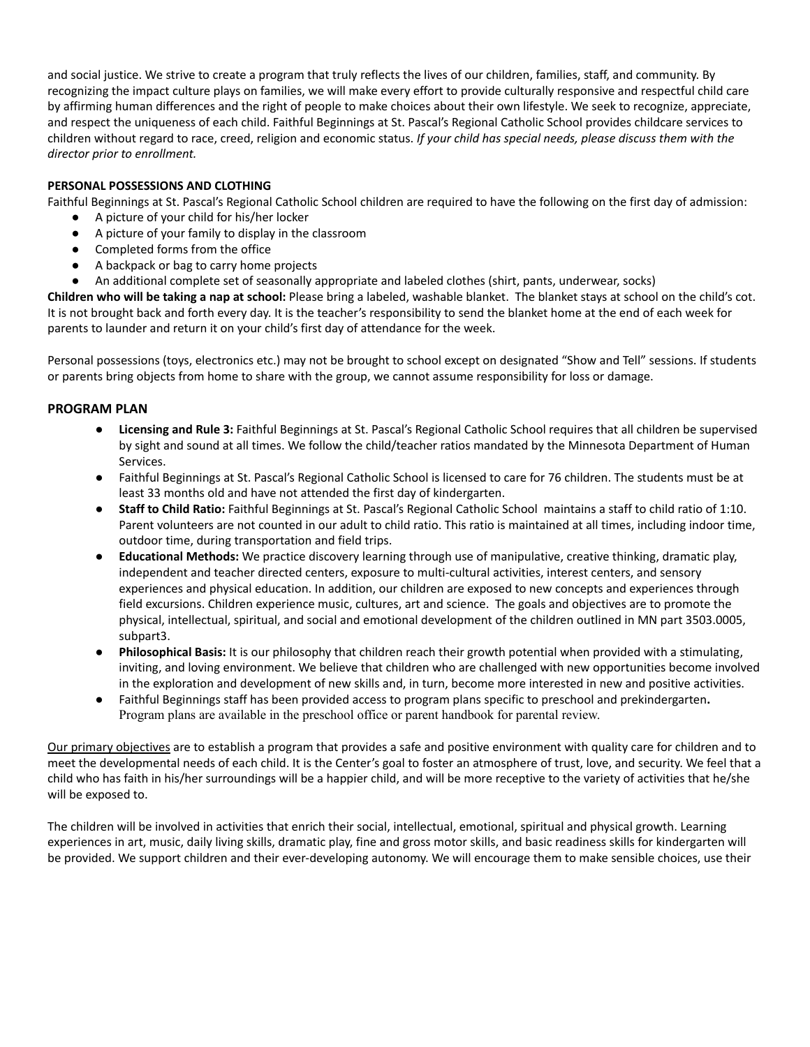and social justice. We strive to create a program that truly reflects the lives of our children, families, staff, and community. By recognizing the impact culture plays on families, we will make every effort to provide culturally responsive and respectful child care by affirming human differences and the right of people to make choices about their own lifestyle. We seek to recognize, appreciate, and respect the uniqueness of each child. Faithful Beginnings at St. Pascal's Regional Catholic School provides childcare services to children without regard to race, creed, religion and economic status. *If your child has special needs, please discuss them with the director prior to enrollment.*

**PERSONAL POSSESSIONS AND CLOTHING**

Faithful Beginnings at St. Pascal's Regional Catholic School children are required to have the following on the first day of admission:

- A picture of your child for his/her locker
- A picture of your family to display in the classroom
- Completed forms from the office
- A backpack or bag to carry home projects
- An additional complete set of seasonally appropriate and labeled clothes (shirt, pants, underwear, socks)

**Children who will be taking a nap at school:** Please bring a labeled, washable blanket. The blanket stays at school on the child's cot. It is not brought back and forth every day. It is the teacher's responsibility to send the blanket home at the end of each week for parents to launder and return it on your child's first day of attendance for the week.

Personal possessions (toys, electronics etc.) may not be brought to school except on designated "Show and Tell" sessions. If students or parents bring objects from home to share with the group, we cannot assume responsibility for loss or damage.

## PROGRAM PLAN

- **Licensing and Rule 3:** Faithful Beginnings at St. Pascal's Regional Catholic School requires that all children be supervised by sight and sound at all times. We follow the child/teacher ratios mandated by the Minnesota Department of Human Services.
- Faithful Beginnings at St. Pascal's Regional Catholic School is licensed to care for 76 children. The students must be at least 33 months old and have not attended the first day of kindergarten.
- **Staff to Child Ratio:** Faithful Beginnings at St. Pascal's Regional Catholic School maintains a staff to child ratio of 1:10. Parent volunteers are not counted in our adult to child ratio. This ratio is maintained at all times, including indoor time, outdoor time, during transportation and field trips.
- **Educational Methods:** We practice discovery learning through use of manipulative, creative thinking, dramatic play, independent and teacher directed centers, exposure to multi-cultural activities, interest centers, and sensory experiences and physical education. In addition, our children are exposed to new concepts and experiences through field excursions. Children experience music, cultures, art and science. The goals and objectives are to promote the physical, intellectual, spiritual, and social and emotional development of the children outlined in MN part 3503.0005, subpart3.
- **Philosophical Basis:** It is our philosophy that children reach their growth potential when provided with a stimulating, inviting, and loving environment. We believe that children who are challenged with new opportunities become involved in the exploration and development of new skills and, in turn, become more interested in new and positive activities.
- Faithful Beginnings staff has been provided access to program plans specific to preschool and prekindergarten**.** Program plans are available in the preschool office or parent handbook for parental review.

<u>Our primary objectives</u> are to establish a program that provides a safe and positive environment with quality care for children and to meet the developmental needs of each child. It is the Center's goal to foster an atmosphere of trust, love, and security. We feel that a child who has faith in his/her surroundings will be a happier child, and will be more receptive to the variety of activities that he/she will be exposed to.

The children will be involved in activities that enrich their social, intellectual, emotional, spiritual and physical growth. Learning experiences in art, music, daily living skills, dramatic play, fine and gross motor skills, and basic readiness skills for kindergarten will be provided. We support children and their ever-developing autonomy. We will encourage them to make sensible choices, use their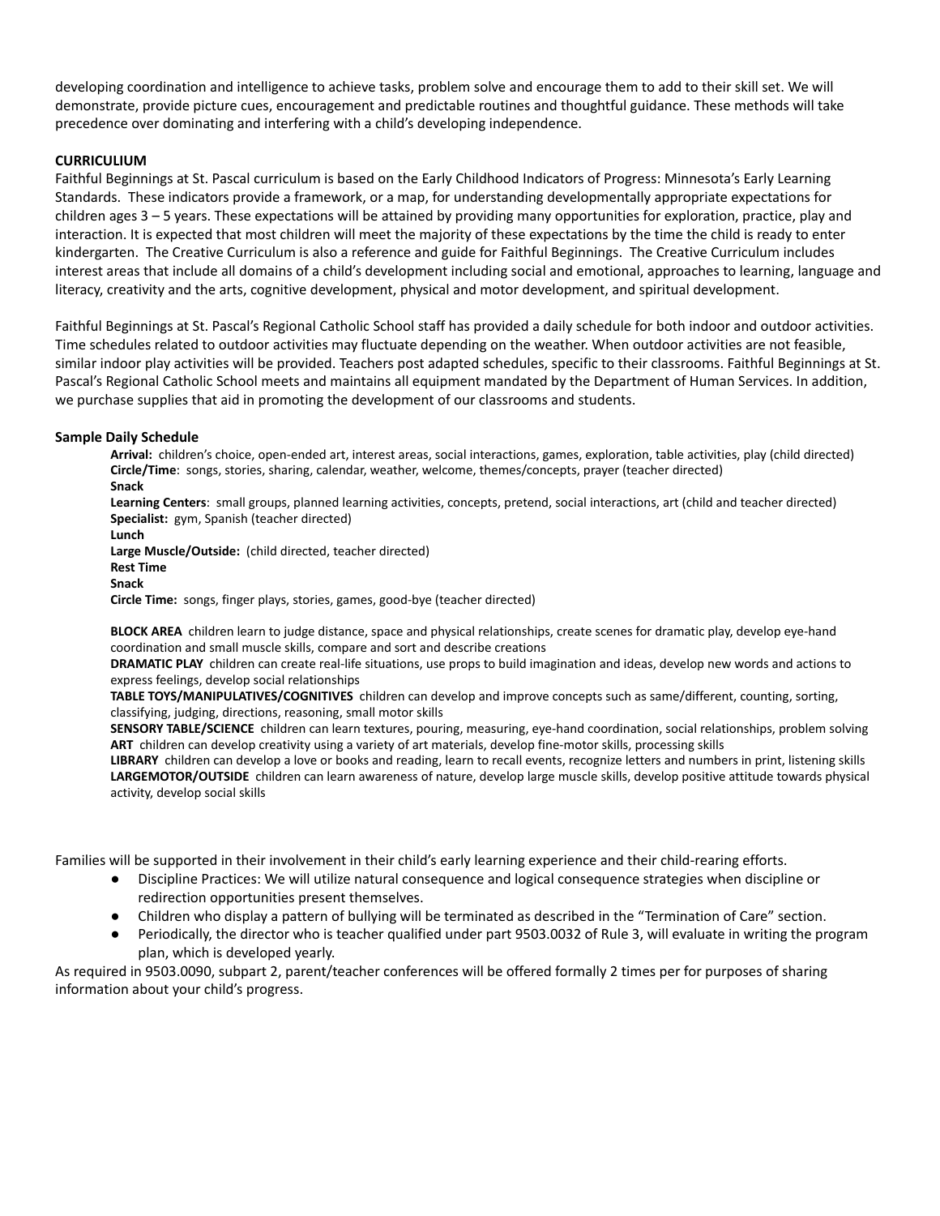developing coordination and intelligence to achieve tasks, problem solve and encourage them to add to their skill set. We will demonstrate, provide picture cues, encouragement and predictable routines and thoughtful guidance. These methods will take precedence over dominating and interfering with a child's developing independence.

**CURRICULIUM**

Faithful Beginnings at St. Pascal curriculum is based on the Early Childhood Indicators of Progress: Minnesota's Early Learning Standards. These indicators provide a framework, or a map, for understanding developmentally appropriate expectations for children ages 3 – 5 years. These expectations will be attained by providing many opportunities for exploration, practice, play and interaction. It is expected that most children will meet the majority of these expectations by the time the child is ready to enter kindergarten. The Creative Curriculum is also a reference and guide for Faithful Beginnings. The Creative Curriculum includes interest areas that include all domains of a child's development including social and emotional, approaches to learning, language and literacy, creativity and the arts, cognitive development, physical and motor development, and spiritual development.

Faithful Beginnings at St. Pascal's Regional Catholic School staff has provided a daily schedule for both indoor and outdoor activities. Time schedules related to outdoor activities may fluctuate depending on the weather. When outdoor activities are not feasible, similar indoor play activities will be provided. Teachers post adapted schedules, specific to their classrooms. Faithful Beginnings at St. Pascal's Regional Catholic School meets and maintains all equipment mandated by the Department of Human Services. In addition, we purchase supplies that aid in promoting the development of our classrooms and students.

**Sample Daily Schedule**

**Arrival:** children's choice, open-ended art, interest areas, social interactions, games, exploration, table activities, play (child directed)
**Circle/Time**: songs, stories, sharing, calendar, weather, welcome, themes/concepts, prayer (teacher directed)
**Snack**
**Learning Centers**: small groups, planned learning activities, concepts, pretend, social interactions, art (child and teacher directed)
**Specialist:** gym, Spanish (teacher directed)
**Lunch**
**Large Muscle/Outside:** (child directed, teacher directed)
**Rest Time**
**Snack**
**Circle Time:** songs, finger plays, stories, games, good-bye (teacher directed)

**BLOCK AREA** children learn to judge distance, space and physical relationships, create scenes for dramatic play, develop eye-hand coordination and small muscle skills, compare and sort and describe creations
**DRAMATIC PLAY** children can create real-life situations, use props to build imagination and ideas, develop new words and actions to express feelings, develop social relationships
**TABLE TOYS/MANIPULATIVES/COGNITIVES** children can develop and improve concepts such as same/different, counting, sorting, classifying, judging, directions, reasoning, small motor skills
**SENSORY TABLE/SCIENCE** children can learn textures, pouring, measuring, eye-hand coordination, social relationships, problem solving
**ART** children can develop creativity using a variety of art materials, develop fine-motor skills, processing skills
**LIBRARY** children can develop a love or books and reading, learn to recall events, recognize letters and numbers in print, listening skills
**LARGEMOTOR/OUTSIDE** children can learn awareness of nature, develop large muscle skills, develop positive attitude towards physical activity, develop social skills

Families will be supported in their involvement in their child's early learning experience and their child-rearing efforts.

- Discipline Practices: We will utilize natural consequence and logical consequence strategies when discipline or redirection opportunities present themselves.
- Children who display a pattern of bullying will be terminated as described in the "Termination of Care" section.
- Periodically, the director who is teacher qualified under part 9503.0032 of Rule 3, will evaluate in writing the program plan, which is developed yearly.

As required in 9503.0090, subpart 2, parent/teacher conferences will be offered formally 2 times per for purposes of sharing information about your child's progress.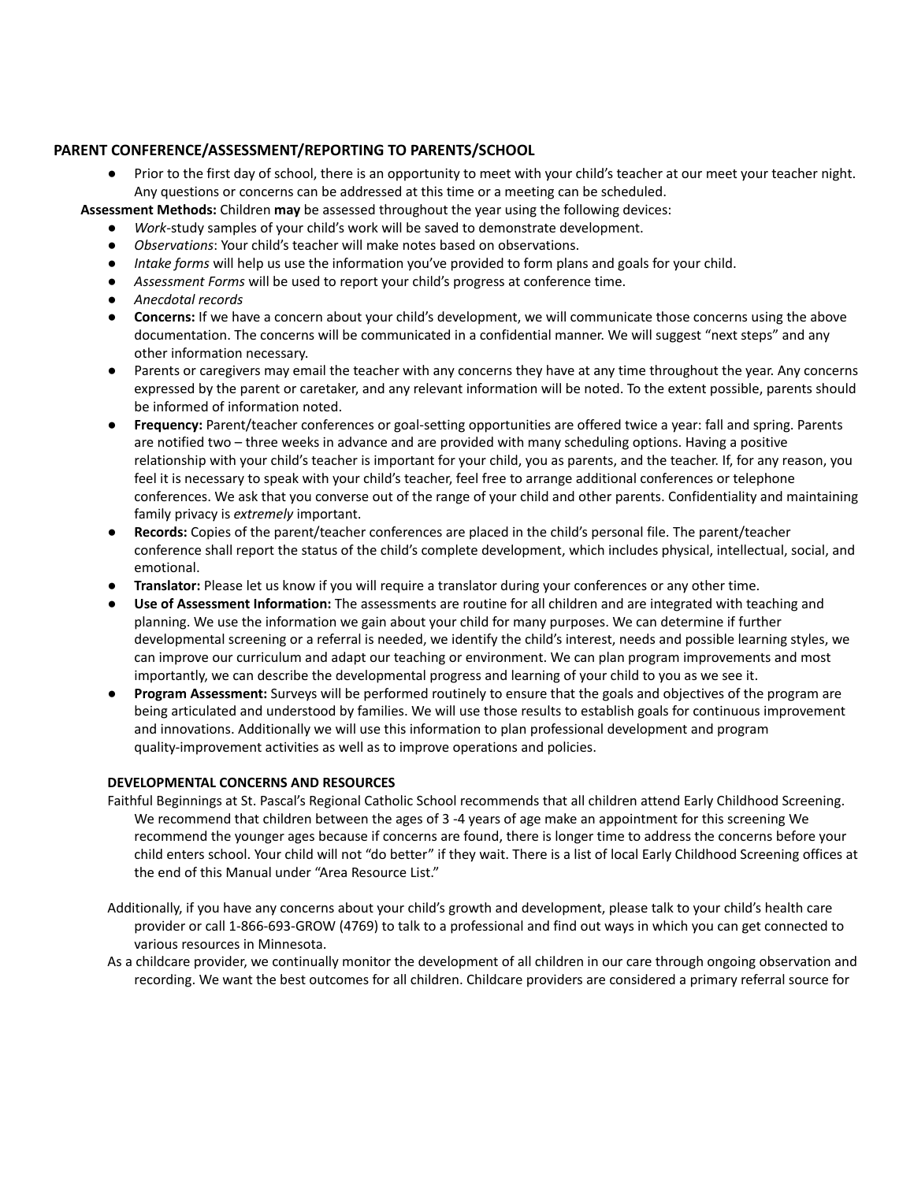## PARENT CONFERENCE/ASSESSMENT/REPORTING TO PARENTS/SCHOOL

- Prior to the first day of school, there is an opportunity to meet with your child's teacher at our meet your teacher night. Any questions or concerns can be addressed at this time or a meeting can be scheduled.

**Assessment Methods:** Children **may** be assessed throughout the year using the following devices:

- *Work*-study samples of your child's work will be saved to demonstrate development.
- *Observations*: Your child's teacher will make notes based on observations.
- *Intake forms* will help us use the information you've provided to form plans and goals for your child.
- *Assessment Forms* will be used to report your child's progress at conference time.
- *Anecdotal records*
- **Concerns:** If we have a concern about your child's development, we will communicate those concerns using the above documentation. The concerns will be communicated in a confidential manner. We will suggest "next steps" and any other information necessary.
- Parents or caregivers may email the teacher with any concerns they have at any time throughout the year. Any concerns expressed by the parent or caretaker, and any relevant information will be noted. To the extent possible, parents should be informed of information noted.
- **Frequency:** Parent/teacher conferences or goal-setting opportunities are offered twice a year: fall and spring. Parents are notified two – three weeks in advance and are provided with many scheduling options. Having a positive relationship with your child's teacher is important for your child, you as parents, and the teacher. If, for any reason, you feel it is necessary to speak with your child's teacher, feel free to arrange additional conferences or telephone conferences. We ask that you converse out of the range of your child and other parents. Confidentiality and maintaining family privacy is *extremely* important.
- **Records:** Copies of the parent/teacher conferences are placed in the child's personal file. The parent/teacher conference shall report the status of the child's complete development, which includes physical, intellectual, social, and emotional.
- **Translator:** Please let us know if you will require a translator during your conferences or any other time.
- **Use of Assessment Information:** The assessments are routine for all children and are integrated with teaching and planning. We use the information we gain about your child for many purposes. We can determine if further developmental screening or a referral is needed, we identify the child's interest, needs and possible learning styles, we can improve our curriculum and adapt our teaching or environment. We can plan program improvements and most importantly, we can describe the developmental progress and learning of your child to you as we see it.
- **Program Assessment:** Surveys will be performed routinely to ensure that the goals and objectives of the program are being articulated and understood by families. We will use those results to establish goals for continuous improvement and innovations. Additionally we will use this information to plan professional development and program quality-improvement activities as well as to improve operations and policies.

### DEVELOPMENTAL CONCERNS AND RESOURCES

Faithful Beginnings at St. Pascal's Regional Catholic School recommends that all children attend Early Childhood Screening. We recommend that children between the ages of 3 -4 years of age make an appointment for this screening We recommend the younger ages because if concerns are found, there is longer time to address the concerns before your child enters school. Your child will not "do better" if they wait. There is a list of local Early Childhood Screening offices at the end of this Manual under "Area Resource List."

Additionally, if you have any concerns about your child's growth and development, please talk to your child's health care provider or call 1-866-693-GROW (4769) to talk to a professional and find out ways in which you can get connected to various resources in Minnesota.

As a childcare provider, we continually monitor the development of all children in our care through ongoing observation and recording. We want the best outcomes for all children. Childcare providers are considered a primary referral source for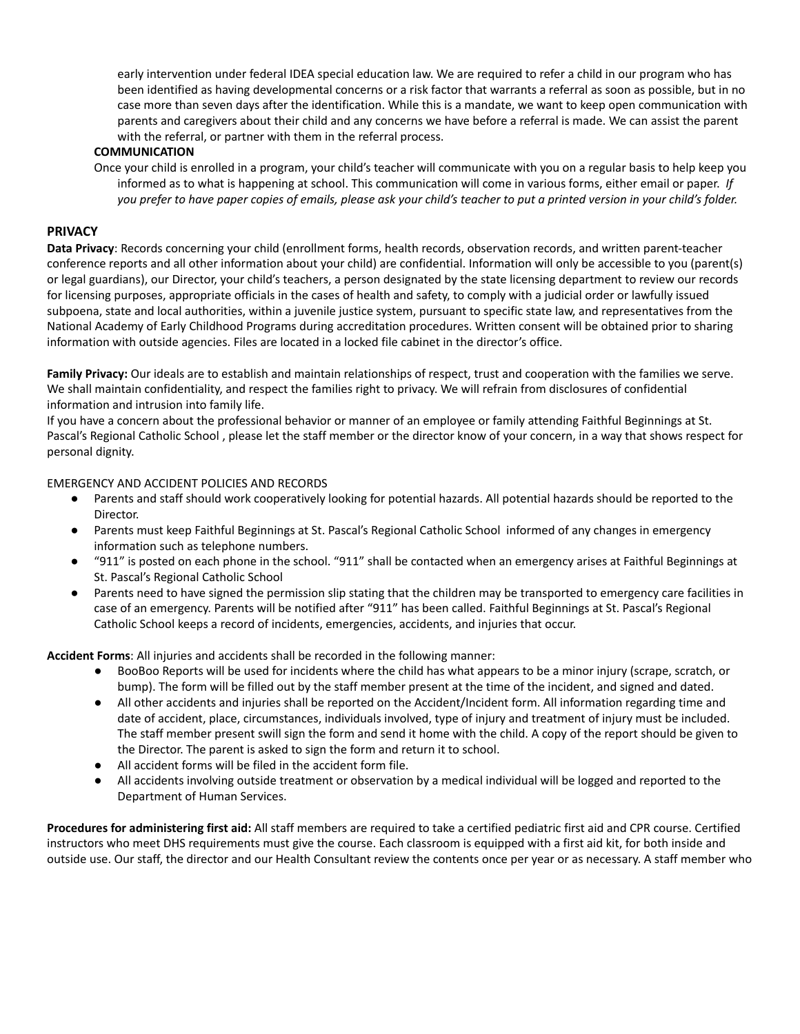early intervention under federal IDEA special education law. We are required to refer a child in our program who has been identified as having developmental concerns or a risk factor that warrants a referral as soon as possible, but in no case more than seven days after the identification. While this is a mandate, we want to keep open communication with parents and caregivers about their child and any concerns we have before a referral is made. We can assist the parent with the referral, or partner with them in the referral process.

**COMMUNICATION**

Once your child is enrolled in a program, your child's teacher will communicate with you on a regular basis to help keep you informed as to what is happening at school. This communication will come in various forms, either email or paper. *If you prefer to have paper copies of emails, please ask your child's teacher to put a printed version in your child's folder.*

## PRIVACY

**Data Privacy**: Records concerning your child (enrollment forms, health records, observation records, and written parent-teacher conference reports and all other information about your child) are confidential. Information will only be accessible to you (parent(s) or legal guardians), our Director, your child's teachers, a person designated by the state licensing department to review our records for licensing purposes, appropriate officials in the cases of health and safety, to comply with a judicial order or lawfully issued subpoena, state and local authorities, within a juvenile justice system, pursuant to specific state law, and representatives from the National Academy of Early Childhood Programs during accreditation procedures. Written consent will be obtained prior to sharing information with outside agencies. Files are located in a locked file cabinet in the director's office.

**Family Privacy:** Our ideals are to establish and maintain relationships of respect, trust and cooperation with the families we serve. We shall maintain confidentiality, and respect the families right to privacy. We will refrain from disclosures of confidential information and intrusion into family life.

If you have a concern about the professional behavior or manner of an employee or family attending Faithful Beginnings at St. Pascal's Regional Catholic School , please let the staff member or the director know of your concern, in a way that shows respect for personal dignity.

EMERGENCY AND ACCIDENT POLICIES AND RECORDS

- Parents and staff should work cooperatively looking for potential hazards. All potential hazards should be reported to the Director.
- Parents must keep Faithful Beginnings at St. Pascal's Regional Catholic School informed of any changes in emergency information such as telephone numbers.
- "911" is posted on each phone in the school. "911" shall be contacted when an emergency arises at Faithful Beginnings at St. Pascal's Regional Catholic School
- Parents need to have signed the permission slip stating that the children may be transported to emergency care facilities in case of an emergency. Parents will be notified after "911" has been called. Faithful Beginnings at St. Pascal's Regional Catholic School keeps a record of incidents, emergencies, accidents, and injuries that occur.

**Accident Forms**: All injuries and accidents shall be recorded in the following manner:

- BooBoo Reports will be used for incidents where the child has what appears to be a minor injury (scrape, scratch, or bump). The form will be filled out by the staff member present at the time of the incident, and signed and dated.
- All other accidents and injuries shall be reported on the Accident/Incident form. All information regarding time and date of accident, place, circumstances, individuals involved, type of injury and treatment of injury must be included. The staff member present swill sign the form and send it home with the child. A copy of the report should be given to the Director. The parent is asked to sign the form and return it to school.
- All accident forms will be filed in the accident form file.
- All accidents involving outside treatment or observation by a medical individual will be logged and reported to the Department of Human Services.

**Procedures for administering first aid:** All staff members are required to take a certified pediatric first aid and CPR course. Certified instructors who meet DHS requirements must give the course. Each classroom is equipped with a first aid kit, for both inside and outside use. Our staff, the director and our Health Consultant review the contents once per year or as necessary. A staff member who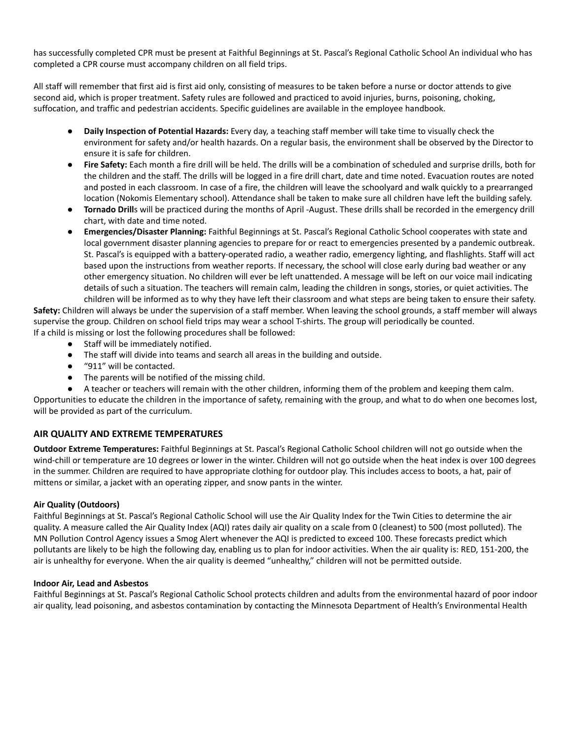has successfully completed CPR must be present at Faithful Beginnings at St. Pascal's Regional Catholic School An individual who has completed a CPR course must accompany children on all field trips.

All staff will remember that first aid is first aid only, consisting of measures to be taken before a nurse or doctor attends to give second aid, which is proper treatment. Safety rules are followed and practiced to avoid injuries, burns, poisoning, choking, suffocation, and traffic and pedestrian accidents. Specific guidelines are available in the employee handbook.

- **Daily Inspection of Potential Hazards:** Every day, a teaching staff member will take time to visually check the environment for safety and/or health hazards. On a regular basis, the environment shall be observed by the Director to ensure it is safe for children.
- **Fire Safety:** Each month a fire drill will be held. The drills will be a combination of scheduled and surprise drills, both for the children and the staff. The drills will be logged in a fire drill chart, date and time noted. Evacuation routes are noted and posted in each classroom. In case of a fire, the children will leave the schoolyard and walk quickly to a prearranged location (Nokomis Elementary school). Attendance shall be taken to make sure all children have left the building safely.
- **Tornado Drill**s will be practiced during the months of April -August. These drills shall be recorded in the emergency drill chart, with date and time noted.
- **Emergencies/Disaster Planning:** Faithful Beginnings at St. Pascal's Regional Catholic School cooperates with state and local government disaster planning agencies to prepare for or react to emergencies presented by a pandemic outbreak. St. Pascal's is equipped with a battery-operated radio, a weather radio, emergency lighting, and flashlights. Staff will act based upon the instructions from weather reports. If necessary, the school will close early during bad weather or any other emergency situation. No children will ever be left unattended. A message will be left on our voice mail indicating details of such a situation. The teachers will remain calm, leading the children in songs, stories, or quiet activities. The children will be informed as to why they have left their classroom and what steps are being taken to ensure their safety.

**Safety:** Children will always be under the supervision of a staff member. When leaving the school grounds, a staff member will always supervise the group. Children on school field trips may wear a school T-shirts. The group will periodically be counted.
If a child is missing or lost the following procedures shall be followed:

- Staff will be immediately notified.
- The staff will divide into teams and search all areas in the building and outside.
- "911" will be contacted.
- The parents will be notified of the missing child.
- A teacher or teachers will remain with the other children, informing them of the problem and keeping them calm.

Opportunities to educate the children in the importance of safety, remaining with the group, and what to do when one becomes lost, will be provided as part of the curriculum.

## AIR QUALITY AND EXTREME TEMPERATURES

**Outdoor Extreme Temperatures:** Faithful Beginnings at St. Pascal's Regional Catholic School children will not go outside when the wind-chill or temperature are 10 degrees or lower in the winter. Children will not go outside when the heat index is over 100 degrees in the summer. Children are required to have appropriate clothing for outdoor play. This includes access to boots, a hat, pair of mittens or similar, a jacket with an operating zipper, and snow pants in the winter.

### Air Quality (Outdoors)

Faithful Beginnings at St. Pascal's Regional Catholic School will use the Air Quality Index for the Twin Cities to determine the air quality. A measure called the Air Quality Index (AQI) rates daily air quality on a scale from 0 (cleanest) to 500 (most polluted). The MN Pollution Control Agency issues a Smog Alert whenever the AQI is predicted to exceed 100. These forecasts predict which pollutants are likely to be high the following day, enabling us to plan for indoor activities. When the air quality is: RED, 151-200, the air is unhealthy for everyone. When the air quality is deemed "unhealthy," children will not be permitted outside.

### Indoor Air, Lead and Asbestos

Faithful Beginnings at St. Pascal's Regional Catholic School protects children and adults from the environmental hazard of poor indoor air quality, lead poisoning, and asbestos contamination by contacting the Minnesota Department of Health's Environmental Health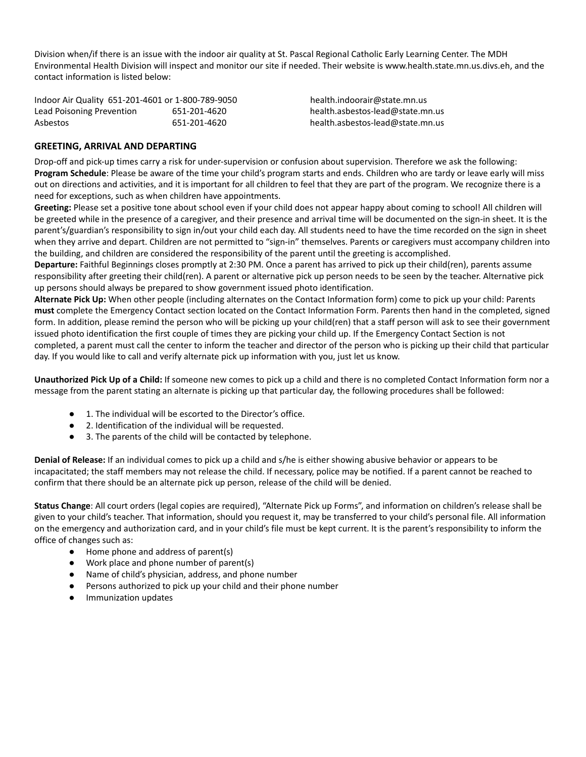Division when/if there is an issue with the indoor air quality at St. Pascal Regional Catholic Early Learning Center. The MDH Environmental Health Division will inspect and monitor our site if needed. Their website is www.health.state.mn.us.divs.eh, and the contact information is listed below:

| | | |
|---|---|---|
| Indoor Air Quality | 651-201-4601 or 1-800-789-9050 | health.indoorair@state.mn.us |
| Lead Poisoning Prevention | 651-201-4620 | health.asbestos-lead@state.mn.us |
| Asbestos | 651-201-4620 | health.asbestos-lead@state.mn.us |

## GREETING, ARRIVAL AND DEPARTING

Drop-off and pick-up times carry a risk for under-supervision or confusion about supervision. Therefore we ask the following:

**Program Schedule**: Please be aware of the time your child's program starts and ends. Children who are tardy or leave early will miss out on directions and activities, and it is important for all children to feel that they are part of the program. We recognize there is a need for exceptions, such as when children have appointments.

**Greeting:** Please set a positive tone about school even if your child does not appear happy about coming to school! All children will be greeted while in the presence of a caregiver, and their presence and arrival time will be documented on the sign-in sheet. It is the parent's/guardian's responsibility to sign in/out your child each day. All students need to have the time recorded on the sign in sheet when they arrive and depart. Children are not permitted to "sign-in" themselves. Parents or caregivers must accompany children into the building, and children are considered the responsibility of the parent until the greeting is accomplished.

**Departure:** Faithful Beginnings closes promptly at 2:30 PM. Once a parent has arrived to pick up their child(ren), parents assume responsibility after greeting their child(ren). A parent or alternative pick up person needs to be seen by the teacher. Alternative pick up persons should always be prepared to show government issued photo identification.

**Alternate Pick Up:** When other people (including alternates on the Contact Information form) come to pick up your child: Parents **must** complete the Emergency Contact section located on the Contact Information Form. Parents then hand in the completed, signed form. In addition, please remind the person who will be picking up your child(ren) that a staff person will ask to see their government issued photo identification the first couple of times they are picking your child up. If the Emergency Contact Section is not completed, a parent must call the center to inform the teacher and director of the person who is picking up their child that particular day. If you would like to call and verify alternate pick up information with you, just let us know.

**Unauthorized Pick Up of a Child:** If someone new comes to pick up a child and there is no completed Contact Information form nor a message from the parent stating an alternate is picking up that particular day, the following procedures shall be followed:

- 1. The individual will be escorted to the Director's office.
- 2. Identification of the individual will be requested.
- 3. The parents of the child will be contacted by telephone.

**Denial of Release:** If an individual comes to pick up a child and s/he is either showing abusive behavior or appears to be incapacitated; the staff members may not release the child. If necessary, police may be notified. If a parent cannot be reached to confirm that there should be an alternate pick up person, release of the child will be denied.

**Status Change**: All court orders (legal copies are required), "Alternate Pick up Forms", and information on children's release shall be given to your child's teacher. That information, should you request it, may be transferred to your child's personal file. All information on the emergency and authorization card, and in your child's file must be kept current. It is the parent's responsibility to inform the office of changes such as:

- Home phone and address of parent(s)
- Work place and phone number of parent(s)
- Name of child's physician, address, and phone number
- Persons authorized to pick up your child and their phone number
- Immunization updates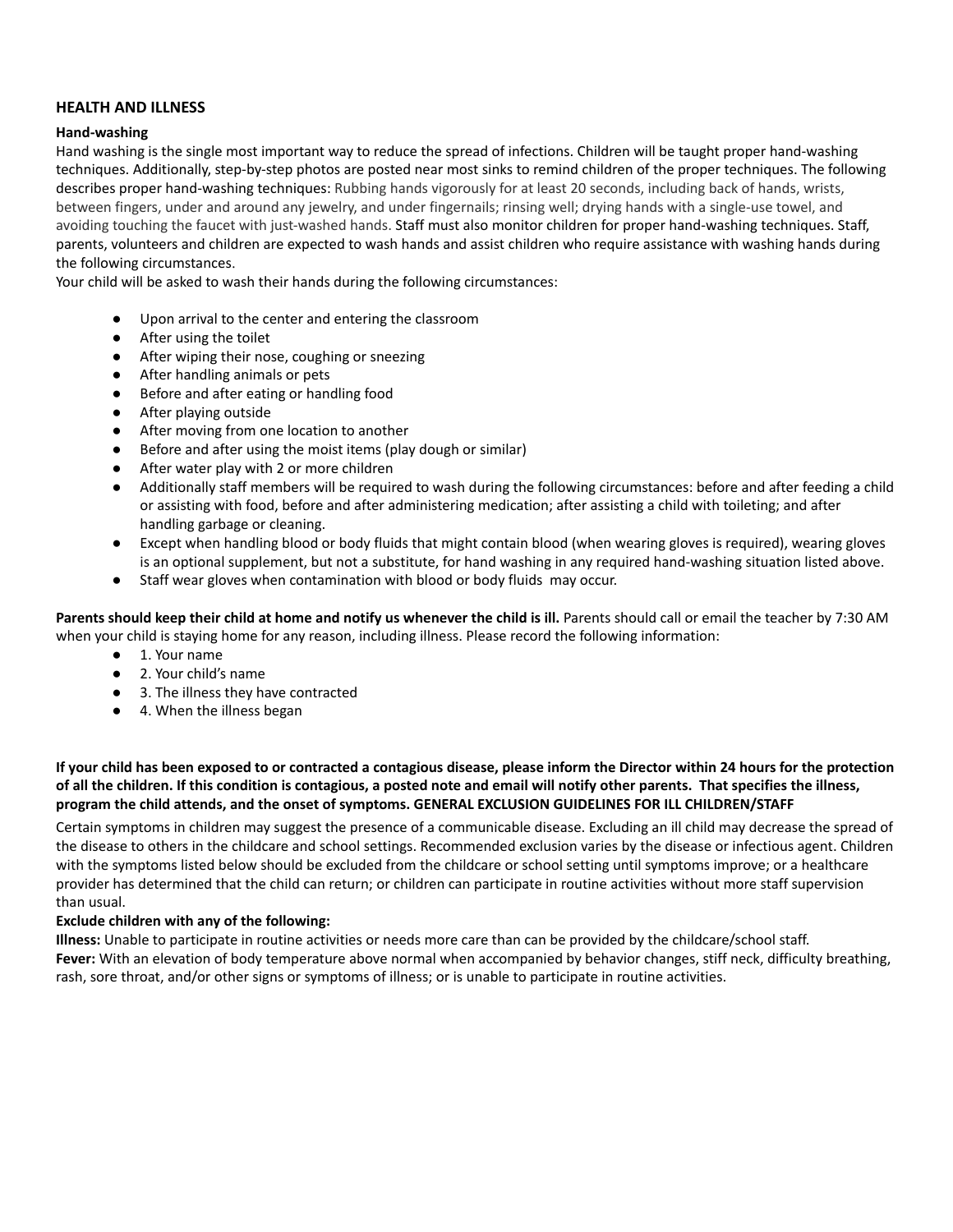## HEALTH AND ILLNESS

### Hand-washing

Hand washing is the single most important way to reduce the spread of infections. Children will be taught proper hand-washing techniques. Additionally, step-by-step photos are posted near most sinks to remind children of the proper techniques. The following describes proper hand-washing techniques: Rubbing hands vigorously for at least 20 seconds, including back of hands, wrists, between fingers, under and around any jewelry, and under fingernails; rinsing well; drying hands with a single-use towel, and avoiding touching the faucet with just-washed hands. Staff must also monitor children for proper hand-washing techniques. Staff, parents, volunteers and children are expected to wash hands and assist children who require assistance with washing hands during the following circumstances.

Your child will be asked to wash their hands during the following circumstances:

- Upon arrival to the center and entering the classroom
- After using the toilet
- After wiping their nose, coughing or sneezing
- After handling animals or pets
- Before and after eating or handling food
- After playing outside
- After moving from one location to another
- Before and after using the moist items (play dough or similar)
- After water play with 2 or more children
- Additionally staff members will be required to wash during the following circumstances: before and after feeding a child or assisting with food, before and after administering medication; after assisting a child with toileting; and after handling garbage or cleaning.
- Except when handling blood or body fluids that might contain blood (when wearing gloves is required), wearing gloves is an optional supplement, but not a substitute, for hand washing in any required hand-washing situation listed above.
- Staff wear gloves when contamination with blood or body fluids may occur.

**Parents should keep their child at home and notify us whenever the child is ill.** Parents should call or email the teacher by 7:30 AM when your child is staying home for any reason, including illness. Please record the following information:

- 1. Your name
- 2. Your child's name
- 3. The illness they have contracted
- 4. When the illness began

**If your child has been exposed to or contracted a contagious disease, please inform the Director within 24 hours for the protection of all the children. If this condition is contagious, a posted note and email will notify other parents. That specifies the illness, program the child attends, and the onset of symptoms. GENERAL EXCLUSION GUIDELINES FOR ILL CHILDREN/STAFF**

Certain symptoms in children may suggest the presence of a communicable disease. Excluding an ill child may decrease the spread of the disease to others in the childcare and school settings. Recommended exclusion varies by the disease or infectious agent. Children with the symptoms listed below should be excluded from the childcare or school setting until symptoms improve; or a healthcare provider has determined that the child can return; or children can participate in routine activities without more staff supervision than usual.

**Exclude children with any of the following:**

**Illness:** Unable to participate in routine activities or needs more care than can be provided by the childcare/school staff.

**Fever:** With an elevation of body temperature above normal when accompanied by behavior changes, stiff neck, difficulty breathing, rash, sore throat, and/or other signs or symptoms of illness; or is unable to participate in routine activities.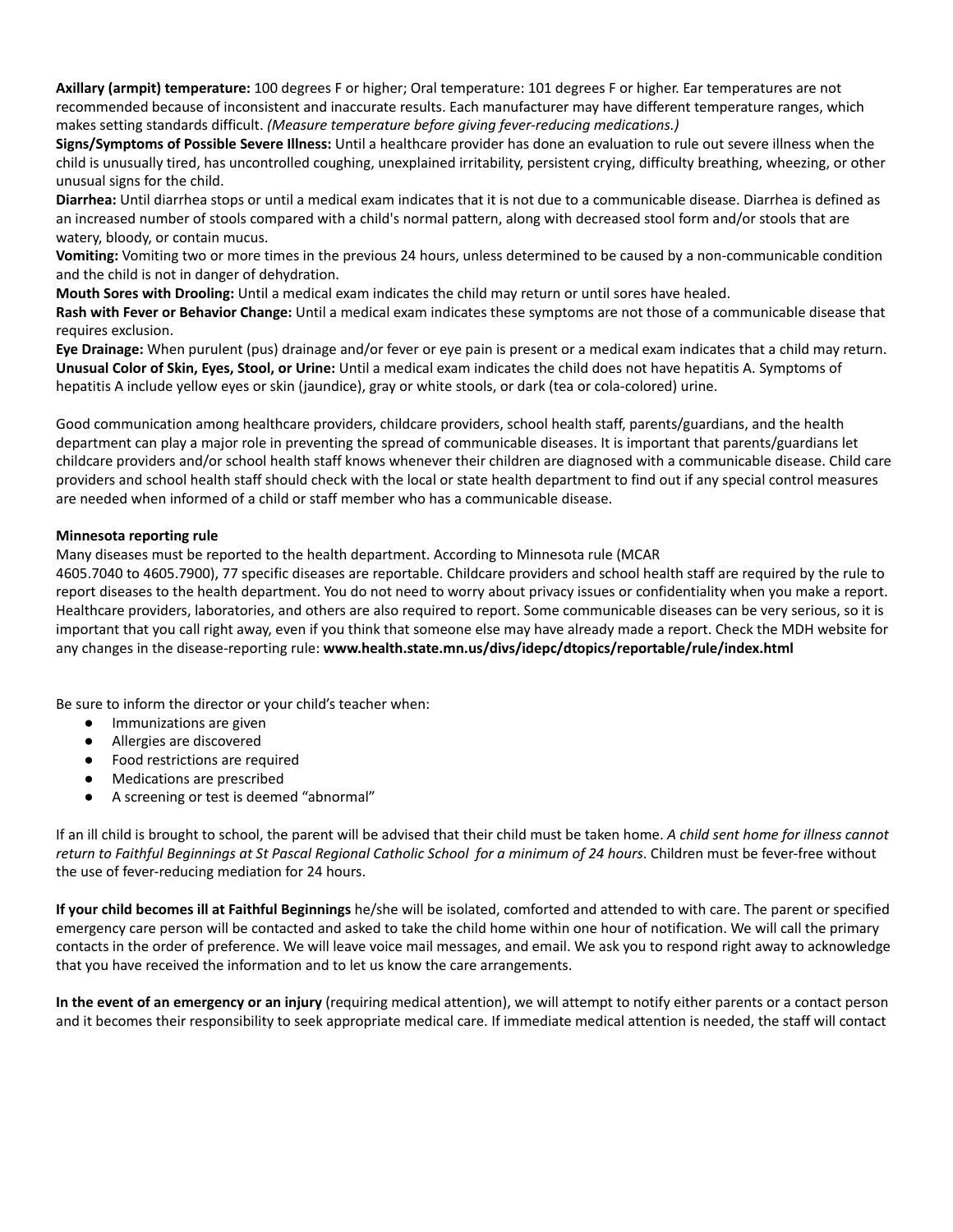**Axillary (armpit) temperature:** 100 degrees F or higher; Oral temperature: 101 degrees F or higher. Ear temperatures are not recommended because of inconsistent and inaccurate results. Each manufacturer may have different temperature ranges, which makes setting standards difficult. *(Measure temperature before giving fever-reducing medications.)*

**Signs/Symptoms of Possible Severe Illness:** Until a healthcare provider has done an evaluation to rule out severe illness when the child is unusually tired, has uncontrolled coughing, unexplained irritability, persistent crying, difficulty breathing, wheezing, or other unusual signs for the child.

**Diarrhea:** Until diarrhea stops or until a medical exam indicates that it is not due to a communicable disease. Diarrhea is defined as an increased number of stools compared with a child's normal pattern, along with decreased stool form and/or stools that are watery, bloody, or contain mucus.

**Vomiting:** Vomiting two or more times in the previous 24 hours, unless determined to be caused by a non-communicable condition and the child is not in danger of dehydration.

**Mouth Sores with Drooling:** Until a medical exam indicates the child may return or until sores have healed.

**Rash with Fever or Behavior Change:** Until a medical exam indicates these symptoms are not those of a communicable disease that requires exclusion.

**Eye Drainage:** When purulent (pus) drainage and/or fever or eye pain is present or a medical exam indicates that a child may return.

**Unusual Color of Skin, Eyes, Stool, or Urine:** Until a medical exam indicates the child does not have hepatitis A. Symptoms of hepatitis A include yellow eyes or skin (jaundice), gray or white stools, or dark (tea or cola-colored) urine.

Good communication among healthcare providers, childcare providers, school health staff, parents/guardians, and the health department can play a major role in preventing the spread of communicable diseases. It is important that parents/guardians let childcare providers and/or school health staff knows whenever their children are diagnosed with a communicable disease. Child care providers and school health staff should check with the local or state health department to find out if any special control measures are needed when informed of a child or staff member who has a communicable disease.

**Minnesota reporting rule**

Many diseases must be reported to the health department. According to Minnesota rule (MCAR 4605.7040 to 4605.7900), 77 specific diseases are reportable. Childcare providers and school health staff are required by the rule to report diseases to the health department. You do not need to worry about privacy issues or confidentiality when you make a report. Healthcare providers, laboratories, and others are also required to report. Some communicable diseases can be very serious, so it is important that you call right away, even if you think that someone else may have already made a report. Check the MDH website for any changes in the disease-reporting rule: **www.health.state.mn.us/divs/idepc/dtopics/reportable/rule/index.html**

Be sure to inform the director or your child's teacher when:

- Immunizations are given
- Allergies are discovered
- Food restrictions are required
- Medications are prescribed
- A screening or test is deemed "abnormal"

If an ill child is brought to school, the parent will be advised that their child must be taken home. *A child sent home for illness cannot return to Faithful Beginnings at St Pascal Regional Catholic School for a minimum of 24 hours*. Children must be fever-free without the use of fever-reducing mediation for 24 hours.

**If your child becomes ill at Faithful Beginnings** he/she will be isolated, comforted and attended to with care. The parent or specified emergency care person will be contacted and asked to take the child home within one hour of notification. We will call the primary contacts in the order of preference. We will leave voice mail messages, and email. We ask you to respond right away to acknowledge that you have received the information and to let us know the care arrangements.

**In the event of an emergency or an injury** (requiring medical attention), we will attempt to notify either parents or a contact person and it becomes their responsibility to seek appropriate medical care. If immediate medical attention is needed, the staff will contact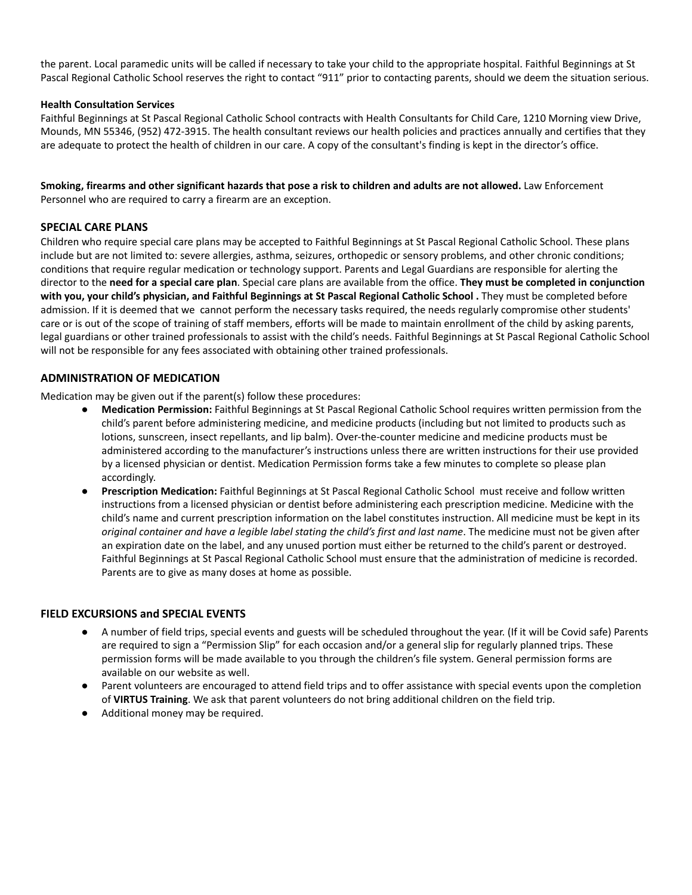the parent. Local paramedic units will be called if necessary to take your child to the appropriate hospital. Faithful Beginnings at St Pascal Regional Catholic School reserves the right to contact "911" prior to contacting parents, should we deem the situation serious.

**Health Consultation Services**

Faithful Beginnings at St Pascal Regional Catholic School contracts with Health Consultants for Child Care, 1210 Morning view Drive, Mounds, MN 55346, (952) 472-3915. The health consultant reviews our health policies and practices annually and certifies that they are adequate to protect the health of children in our care. A copy of the consultant's finding is kept in the director's office.

**Smoking, firearms and other significant hazards that pose a risk to children and adults are not allowed.** Law Enforcement Personnel who are required to carry a firearm are an exception.

## SPECIAL CARE PLANS

Children who require special care plans may be accepted to Faithful Beginnings at St Pascal Regional Catholic School. These plans include but are not limited to: severe allergies, asthma, seizures, orthopedic or sensory problems, and other chronic conditions; conditions that require regular medication or technology support. Parents and Legal Guardians are responsible for alerting the director to the **need for a special care plan**. Special care plans are available from the office. **They must be completed in conjunction with you, your child's physician, and Faithful Beginnings at St Pascal Regional Catholic School .** They must be completed before admission. If it is deemed that we cannot perform the necessary tasks required, the needs regularly compromise other students' care or is out of the scope of training of staff members, efforts will be made to maintain enrollment of the child by asking parents, legal guardians or other trained professionals to assist with the child's needs. Faithful Beginnings at St Pascal Regional Catholic School will not be responsible for any fees associated with obtaining other trained professionals.

## ADMINISTRATION OF MEDICATION

Medication may be given out if the parent(s) follow these procedures:

- **Medication Permission:** Faithful Beginnings at St Pascal Regional Catholic School requires written permission from the child's parent before administering medicine, and medicine products (including but not limited to products such as lotions, sunscreen, insect repellants, and lip balm). Over-the-counter medicine and medicine products must be administered according to the manufacturer's instructions unless there are written instructions for their use provided by a licensed physician or dentist. Medication Permission forms take a few minutes to complete so please plan accordingly.
- **Prescription Medication:** Faithful Beginnings at St Pascal Regional Catholic School must receive and follow written instructions from a licensed physician or dentist before administering each prescription medicine. Medicine with the child's name and current prescription information on the label constitutes instruction. All medicine must be kept in its *original container and have a legible label stating the child's first and last name*. The medicine must not be given after an expiration date on the label, and any unused portion must either be returned to the child's parent or destroyed. Faithful Beginnings at St Pascal Regional Catholic School must ensure that the administration of medicine is recorded. Parents are to give as many doses at home as possible.

## FIELD EXCURSIONS and SPECIAL EVENTS

- A number of field trips, special events and guests will be scheduled throughout the year. (If it will be Covid safe) Parents are required to sign a "Permission Slip" for each occasion and/or a general slip for regularly planned trips. These permission forms will be made available to you through the children's file system. General permission forms are available on our website as well.
- Parent volunteers are encouraged to attend field trips and to offer assistance with special events upon the completion of **VIRTUS Training**. We ask that parent volunteers do not bring additional children on the field trip.
- Additional money may be required.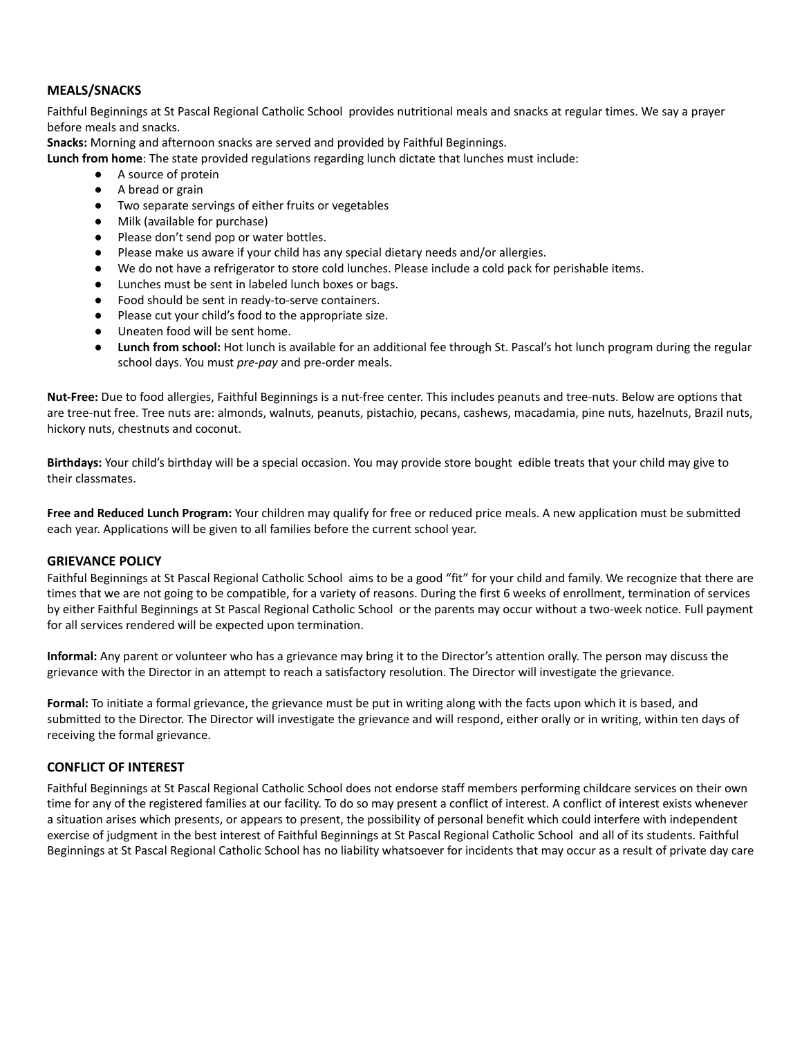## MEALS/SNACKS

Faithful Beginnings at St Pascal Regional Catholic School provides nutritional meals and snacks at regular times. We say a prayer before meals and snacks.

**Snacks:** Morning and afternoon snacks are served and provided by Faithful Beginnings.

**Lunch from home**: The state provided regulations regarding lunch dictate that lunches must include:

- A source of protein
- A bread or grain
- Two separate servings of either fruits or vegetables
- Milk (available for purchase)
- Please don't send pop or water bottles.
- Please make us aware if your child has any special dietary needs and/or allergies.
- We do not have a refrigerator to store cold lunches. Please include a cold pack for perishable items.
- Lunches must be sent in labeled lunch boxes or bags.
- Food should be sent in ready-to-serve containers.
- Please cut your child's food to the appropriate size.
- Uneaten food will be sent home.
- **Lunch from school:** Hot lunch is available for an additional fee through St. Pascal's hot lunch program during the regular school days. You must *pre-pay* and pre-order meals.

**Nut-Free:** Due to food allergies, Faithful Beginnings is a nut-free center. This includes peanuts and tree-nuts. Below are options that are tree-nut free. Tree nuts are: almonds, walnuts, peanuts, pistachio, pecans, cashews, macadamia, pine nuts, hazelnuts, Brazil nuts, hickory nuts, chestnuts and coconut.

**Birthdays:** Your child's birthday will be a special occasion. You may provide store bought edible treats that your child may give to their classmates.

**Free and Reduced Lunch Program:** Your children may qualify for free or reduced price meals. A new application must be submitted each year. Applications will be given to all families before the current school year.

## GRIEVANCE POLICY

Faithful Beginnings at St Pascal Regional Catholic School aims to be a good "fit" for your child and family. We recognize that there are times that we are not going to be compatible, for a variety of reasons. During the first 6 weeks of enrollment, termination of services by either Faithful Beginnings at St Pascal Regional Catholic School or the parents may occur without a two-week notice. Full payment for all services rendered will be expected upon termination.

**Informal:** Any parent or volunteer who has a grievance may bring it to the Director's attention orally. The person may discuss the grievance with the Director in an attempt to reach a satisfactory resolution. The Director will investigate the grievance.

**Formal:** To initiate a formal grievance, the grievance must be put in writing along with the facts upon which it is based, and submitted to the Director. The Director will investigate the grievance and will respond, either orally or in writing, within ten days of receiving the formal grievance.

## CONFLICT OF INTEREST

Faithful Beginnings at St Pascal Regional Catholic School does not endorse staff members performing childcare services on their own time for any of the registered families at our facility. To do so may present a conflict of interest. A conflict of interest exists whenever a situation arises which presents, or appears to present, the possibility of personal benefit which could interfere with independent exercise of judgment in the best interest of Faithful Beginnings at St Pascal Regional Catholic School and all of its students. Faithful Beginnings at St Pascal Regional Catholic School has no liability whatsoever for incidents that may occur as a result of private day care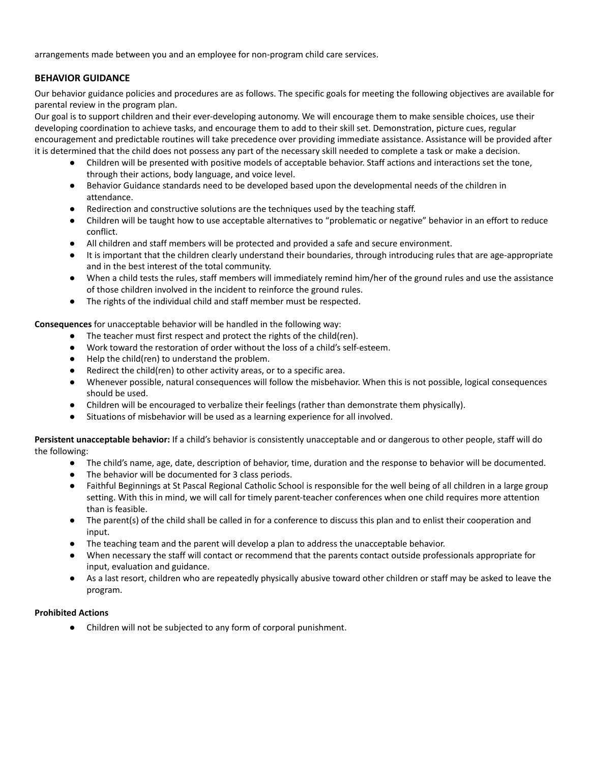arrangements made between you and an employee for non-program child care services.

## BEHAVIOR GUIDANCE

Our behavior guidance policies and procedures are as follows. The specific goals for meeting the following objectives are available for parental review in the program plan.

Our goal is to support children and their ever-developing autonomy. We will encourage them to make sensible choices, use their developing coordination to achieve tasks, and encourage them to add to their skill set. Demonstration, picture cues, regular encouragement and predictable routines will take precedence over providing immediate assistance. Assistance will be provided after it is determined that the child does not possess any part of the necessary skill needed to complete a task or make a decision.

- Children will be presented with positive models of acceptable behavior. Staff actions and interactions set the tone, through their actions, body language, and voice level.
- Behavior Guidance standards need to be developed based upon the developmental needs of the children in attendance.
- Redirection and constructive solutions are the techniques used by the teaching staff.
- Children will be taught how to use acceptable alternatives to "problematic or negative" behavior in an effort to reduce conflict.
- All children and staff members will be protected and provided a safe and secure environment.
- It is important that the children clearly understand their boundaries, through introducing rules that are age-appropriate and in the best interest of the total community.
- When a child tests the rules, staff members will immediately remind him/her of the ground rules and use the assistance of those children involved in the incident to reinforce the ground rules.
- The rights of the individual child and staff member must be respected.

**Consequences** for unacceptable behavior will be handled in the following way:

- The teacher must first respect and protect the rights of the child(ren).
- Work toward the restoration of order without the loss of a child's self-esteem.
- Help the child(ren) to understand the problem.
- Redirect the child(ren) to other activity areas, or to a specific area.
- Whenever possible, natural consequences will follow the misbehavior. When this is not possible, logical consequences should be used.
- Children will be encouraged to verbalize their feelings (rather than demonstrate them physically).
- Situations of misbehavior will be used as a learning experience for all involved.

**Persistent unacceptable behavior:** If a child's behavior is consistently unacceptable and or dangerous to other people, staff will do the following:

- The child's name, age, date, description of behavior, time, duration and the response to behavior will be documented.
- The behavior will be documented for 3 class periods.
- Faithful Beginnings at St Pascal Regional Catholic School is responsible for the well being of all children in a large group setting. With this in mind, we will call for timely parent-teacher conferences when one child requires more attention than is feasible.
- The parent(s) of the child shall be called in for a conference to discuss this plan and to enlist their cooperation and input.
- The teaching team and the parent will develop a plan to address the unacceptable behavior.
- When necessary the staff will contact or recommend that the parents contact outside professionals appropriate for input, evaluation and guidance.
- As a last resort, children who are repeatedly physically abusive toward other children or staff may be asked to leave the program.

**Prohibited Actions**

- Children will not be subjected to any form of corporal punishment.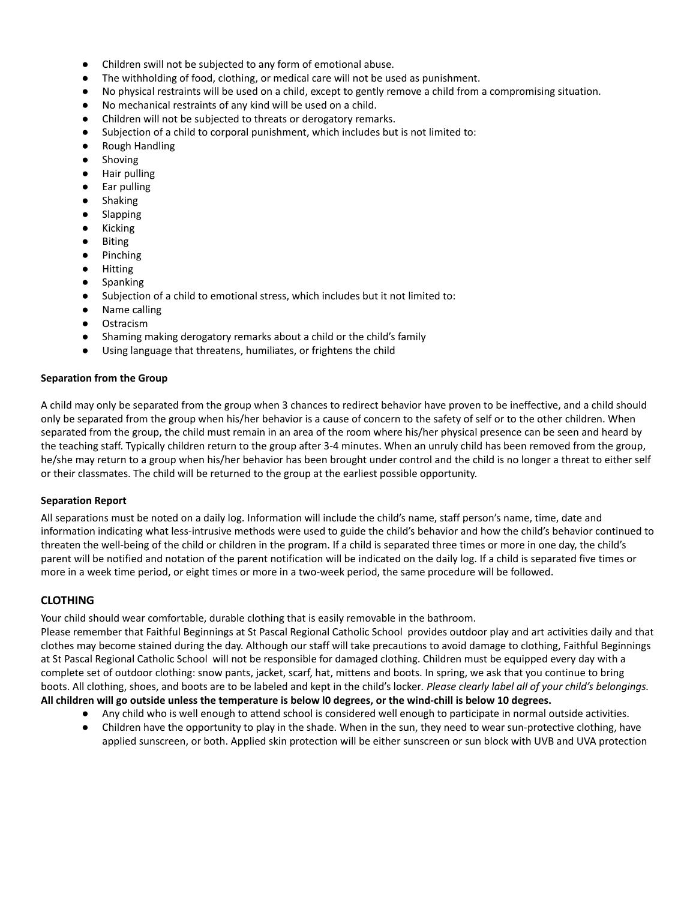- Children swill not be subjected to any form of emotional abuse.
- The withholding of food, clothing, or medical care will not be used as punishment.
- No physical restraints will be used on a child, except to gently remove a child from a compromising situation.
- No mechanical restraints of any kind will be used on a child.
- Children will not be subjected to threats or derogatory remarks.
- Subjection of a child to corporal punishment, which includes but is not limited to:
- Rough Handling
- Shoving
- Hair pulling
- Ear pulling
- Shaking
- Slapping
- Kicking
- Biting
- Pinching
- Hitting
- Spanking
- Subjection of a child to emotional stress, which includes but it not limited to:
- Name calling
- Ostracism
- Shaming making derogatory remarks about a child or the child's family
- Using language that threatens, humiliates, or frightens the child

**Separation from the Group**

A child may only be separated from the group when 3 chances to redirect behavior have proven to be ineffective, and a child should only be separated from the group when his/her behavior is a cause of concern to the safety of self or to the other children. When separated from the group, the child must remain in an area of the room where his/her physical presence can be seen and heard by the teaching staff. Typically children return to the group after 3-4 minutes. When an unruly child has been removed from the group, he/she may return to a group when his/her behavior has been brought under control and the child is no longer a threat to either self or their classmates. The child will be returned to the group at the earliest possible opportunity.

**Separation Report**

All separations must be noted on a daily log. Information will include the child's name, staff person's name, time, date and information indicating what less-intrusive methods were used to guide the child's behavior and how the child's behavior continued to threaten the well-being of the child or children in the program. If a child is separated three times or more in one day, the child's parent will be notified and notation of the parent notification will be indicated on the daily log. If a child is separated five times or more in a week time period, or eight times or more in a two-week period, the same procedure will be followed.

## CLOTHING

Your child should wear comfortable, durable clothing that is easily removable in the bathroom.
Please remember that Faithful Beginnings at St Pascal Regional Catholic School provides outdoor play and art activities daily and that clothes may become stained during the day. Although our staff will take precautions to avoid damage to clothing, Faithful Beginnings at St Pascal Regional Catholic School will not be responsible for damaged clothing. Children must be equipped every day with a complete set of outdoor clothing: snow pants, jacket, scarf, hat, mittens and boots. In spring, we ask that you continue to bring boots. All clothing, shoes, and boots are to be labeled and kept in the child's locker. *Please clearly label all of your child's belongings.*
**All children will go outside unless the temperature is below l0 degrees, or the wind-chill is below 10 degrees.**

- Any child who is well enough to attend school is considered well enough to participate in normal outside activities.
- Children have the opportunity to play in the shade. When in the sun, they need to wear sun-protective clothing, have applied sunscreen, or both. Applied skin protection will be either sunscreen or sun block with UVB and UVA protection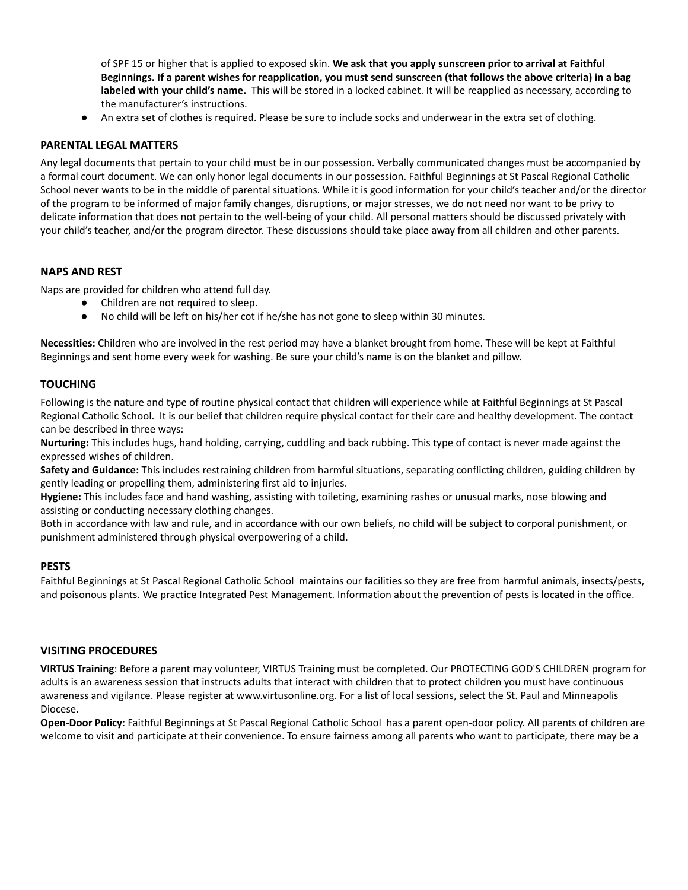of SPF 15 or higher that is applied to exposed skin. **We ask that you apply sunscreen prior to arrival at Faithful Beginnings. If a parent wishes for reapplication, you must send sunscreen (that follows the above criteria) in a bag labeled with your child's name.** This will be stored in a locked cabinet. It will be reapplied as necessary, according to the manufacturer's instructions.

- An extra set of clothes is required. Please be sure to include socks and underwear in the extra set of clothing.

## PARENTAL LEGAL MATTERS

Any legal documents that pertain to your child must be in our possession. Verbally communicated changes must be accompanied by a formal court document. We can only honor legal documents in our possession. Faithful Beginnings at St Pascal Regional Catholic School never wants to be in the middle of parental situations. While it is good information for your child's teacher and/or the director of the program to be informed of major family changes, disruptions, or major stresses, we do not need nor want to be privy to delicate information that does not pertain to the well-being of your child. All personal matters should be discussed privately with your child's teacher, and/or the program director. These discussions should take place away from all children and other parents.

## NAPS AND REST

Naps are provided for children who attend full day.

- Children are not required to sleep.
- No child will be left on his/her cot if he/she has not gone to sleep within 30 minutes.

**Necessities:** Children who are involved in the rest period may have a blanket brought from home. These will be kept at Faithful Beginnings and sent home every week for washing. Be sure your child's name is on the blanket and pillow.

## TOUCHING

Following is the nature and type of routine physical contact that children will experience while at Faithful Beginnings at St Pascal Regional Catholic School. It is our belief that children require physical contact for their care and healthy development. The contact can be described in three ways:

**Nurturing:** This includes hugs, hand holding, carrying, cuddling and back rubbing. This type of contact is never made against the expressed wishes of children.

**Safety and Guidance:** This includes restraining children from harmful situations, separating conflicting children, guiding children by gently leading or propelling them, administering first aid to injuries.

**Hygiene:** This includes face and hand washing, assisting with toileting, examining rashes or unusual marks, nose blowing and assisting or conducting necessary clothing changes.

Both in accordance with law and rule, and in accordance with our own beliefs, no child will be subject to corporal punishment, or punishment administered through physical overpowering of a child.

## PESTS

Faithful Beginnings at St Pascal Regional Catholic School maintains our facilities so they are free from harmful animals, insects/pests, and poisonous plants. We practice Integrated Pest Management. Information about the prevention of pests is located in the office.

## VISITING PROCEDURES

**VIRTUS Training**: Before a parent may volunteer, VIRTUS Training must be completed. Our PROTECTING GOD'S CHILDREN program for adults is an awareness session that instructs adults that interact with children that to protect children you must have continuous awareness and vigilance. Please register at www.virtusonline.org. For a list of local sessions, select the St. Paul and Minneapolis Diocese.

**Open-Door Policy**: Faithful Beginnings at St Pascal Regional Catholic School has a parent open-door policy. All parents of children are welcome to visit and participate at their convenience. To ensure fairness among all parents who want to participate, there may be a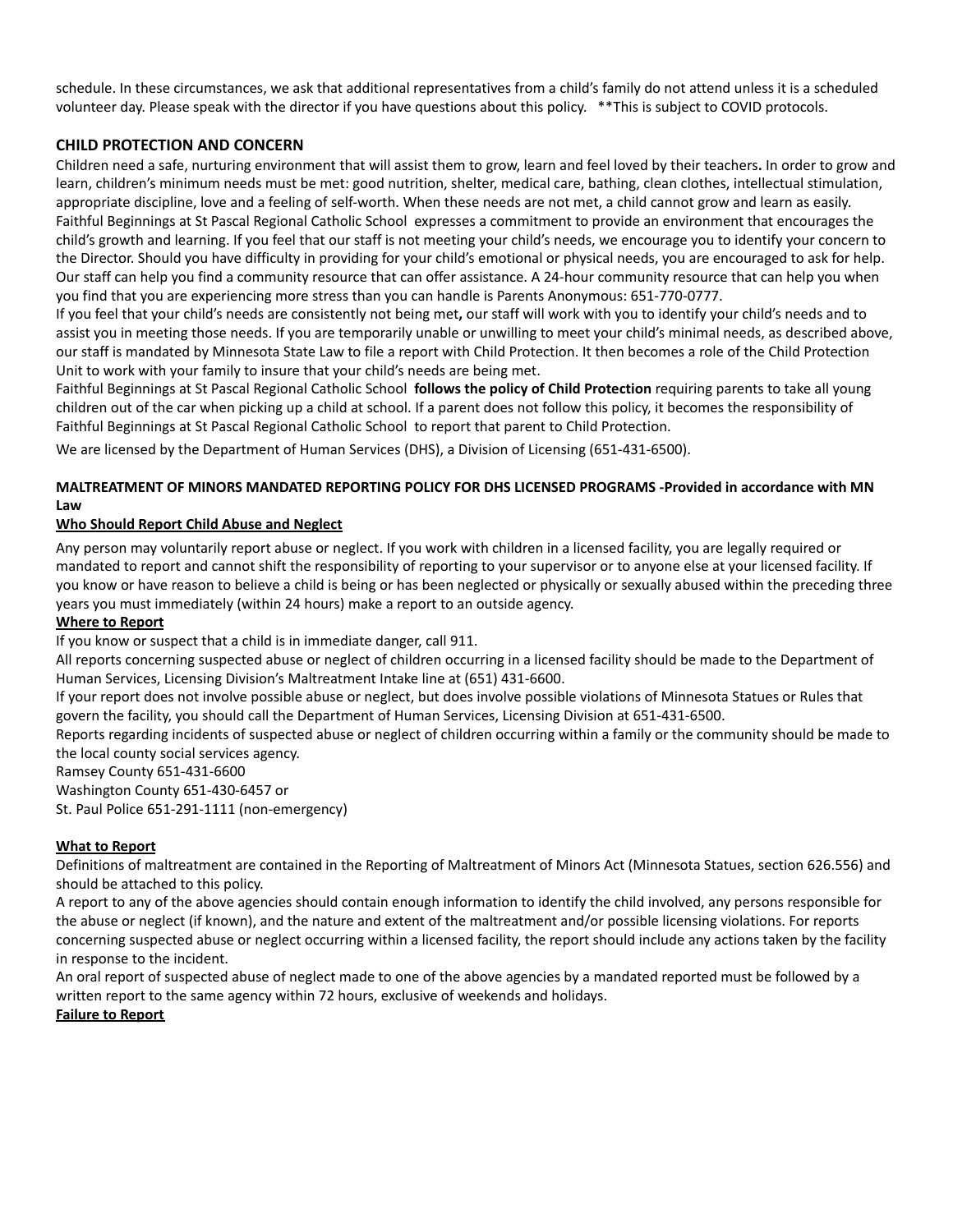schedule. In these circumstances, we ask that additional representatives from a child's family do not attend unless it is a scheduled volunteer day. Please speak with the director if you have questions about this policy. **This is subject to COVID protocols.

## CHILD PROTECTION AND CONCERN

Children need a safe, nurturing environment that will assist them to grow, learn and feel loved by their teachers**.** In order to grow and learn, children's minimum needs must be met: good nutrition, shelter, medical care, bathing, clean clothes, intellectual stimulation, appropriate discipline, love and a feeling of self-worth. When these needs are not met, a child cannot grow and learn as easily. Faithful Beginnings at St Pascal Regional Catholic School expresses a commitment to provide an environment that encourages the child's growth and learning. If you feel that our staff is not meeting your child's needs, we encourage you to identify your concern to the Director. Should you have difficulty in providing for your child's emotional or physical needs, you are encouraged to ask for help. Our staff can help you find a community resource that can offer assistance. A 24-hour community resource that can help you when you find that you are experiencing more stress than you can handle is Parents Anonymous: 651-770-0777.

If you feel that your child's needs are consistently not being met**,** our staff will work with you to identify your child's needs and to assist you in meeting those needs. If you are temporarily unable or unwilling to meet your child's minimal needs, as described above, our staff is mandated by Minnesota State Law to file a report with Child Protection. It then becomes a role of the Child Protection Unit to work with your family to insure that your child's needs are being met.

Faithful Beginnings at St Pascal Regional Catholic School **follows the policy of Child Protection** requiring parents to take all young children out of the car when picking up a child at school. If a parent does not follow this policy, it becomes the responsibility of Faithful Beginnings at St Pascal Regional Catholic School to report that parent to Child Protection.

We are licensed by the Department of Human Services (DHS), a Division of Licensing (651-431-6500).

### MALTREATMENT OF MINORS MANDATED REPORTING POLICY FOR DHS LICENSED PROGRAMS -Provided in accordance with MN Law

**Who Should Report Child Abuse and Neglect**

Any person may voluntarily report abuse or neglect. If you work with children in a licensed facility, you are legally required or mandated to report and cannot shift the responsibility of reporting to your supervisor or to anyone else at your licensed facility. If you know or have reason to believe a child is being or has been neglected or physically or sexually abused within the preceding three years you must immediately (within 24 hours) make a report to an outside agency.

**Where to Report**

If you know or suspect that a child is in immediate danger, call 911.

All reports concerning suspected abuse or neglect of children occurring in a licensed facility should be made to the Department of Human Services, Licensing Division's Maltreatment Intake line at (651) 431-6600.

If your report does not involve possible abuse or neglect, but does involve possible violations of Minnesota Statues or Rules that govern the facility, you should call the Department of Human Services, Licensing Division at 651-431-6500.

Reports regarding incidents of suspected abuse or neglect of children occurring within a family or the community should be made to the local county social services agency.

Ramsey County 651-431-6600
Washington County 651-430-6457 or
St. Paul Police 651-291-1111 (non-emergency)

**What to Report**

Definitions of maltreatment are contained in the Reporting of Maltreatment of Minors Act (Minnesota Statues, section 626.556) and should be attached to this policy.

A report to any of the above agencies should contain enough information to identify the child involved, any persons responsible for the abuse or neglect (if known), and the nature and extent of the maltreatment and/or possible licensing violations. For reports concerning suspected abuse or neglect occurring within a licensed facility, the report should include any actions taken by the facility in response to the incident.

An oral report of suspected abuse of neglect made to one of the above agencies by a mandated reported must be followed by a written report to the same agency within 72 hours, exclusive of weekends and holidays.

**Failure to Report**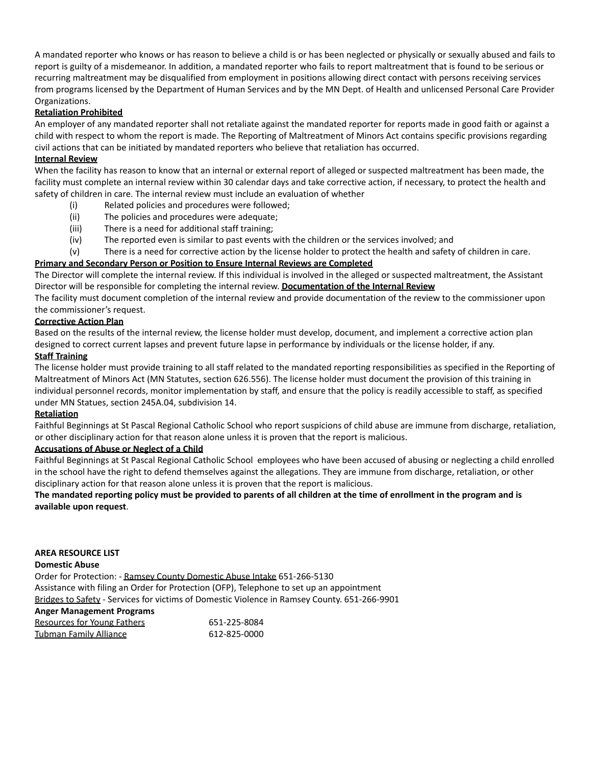A mandated reporter who knows or has reason to believe a child is or has been neglected or physically or sexually abused and fails to report is guilty of a misdemeanor. In addition, a mandated reporter who fails to report maltreatment that is found to be serious or recurring maltreatment may be disqualified from employment in positions allowing direct contact with persons receiving services from programs licensed by the Department of Human Services and by the MN Dept. of Health and unlicensed Personal Care Provider Organizations.

**Retaliation Prohibited**

An employer of any mandated reporter shall not retaliate against the mandated reporter for reports made in good faith or against a child with respect to whom the report is made. The Reporting of Maltreatment of Minors Act contains specific provisions regarding civil actions that can be initiated by mandated reporters who believe that retaliation has occurred.

**Internal Review**

When the facility has reason to know that an internal or external report of alleged or suspected maltreatment has been made, the facility must complete an internal review within 30 calendar days and take corrective action, if necessary, to protect the health and safety of children in care. The internal review must include an evaluation of whether

(i) Related policies and procedures were followed;

(ii) The policies and procedures were adequate;

(iii) There is a need for additional staff training;

(iv) The reported even is similar to past events with the children or the services involved; and

(v) There is a need for corrective action by the license holder to protect the health and safety of children in care.

**Primary and Secondary Person or Position to Ensure Internal Reviews are Completed**

The Director will complete the internal review. If this individual is involved in the alleged or suspected maltreatment, the Assistant Director will be responsible for completing the internal review. **Documentation of the Internal Review**

The facility must document completion of the internal review and provide documentation of the review to the commissioner upon the commissioner's request.

**Corrective Action Plan**

Based on the results of the internal review, the license holder must develop, document, and implement a corrective action plan designed to correct current lapses and prevent future lapse in performance by individuals or the license holder, if any.

**Staff Training**

The license holder must provide training to all staff related to the mandated reporting responsibilities as specified in the Reporting of Maltreatment of Minors Act (MN Statutes, section 626.556). The license holder must document the provision of this training in individual personnel records, monitor implementation by staff, and ensure that the policy is readily accessible to staff, as specified under MN Statues, section 245A.04, subdivision 14.

**Retaliation**

Faithful Beginnings at St Pascal Regional Catholic School who report suspicions of child abuse are immune from discharge, retaliation, or other disciplinary action for that reason alone unless it is proven that the report is malicious.

**Accusations of Abuse or Neglect of a Child**

Faithful Beginnings at St Pascal Regional Catholic School employees who have been accused of abusing or neglecting a child enrolled in the school have the right to defend themselves against the allegations. They are immune from discharge, retaliation, or other disciplinary action for that reason alone unless it is proven that the report is malicious.

**The mandated reporting policy must be provided to parents of all children at the time of enrollment in the program and is available upon request**.

**AREA RESOURCE LIST**

**Domestic Abuse**

Order for Protection: - Ramsey County Domestic Abuse Intake 651-266-5130

Assistance with filing an Order for Protection (OFP), Telephone to set up an appointment

Bridges to Safety - Services for victims of Domestic Violence in Ramsey County. 651-266-9901

**Anger Management Programs**

| | |
|---|---|
| Resources for Young Fathers | 651-225-8084 |
| Tubman Family Alliance | 612-825-0000 |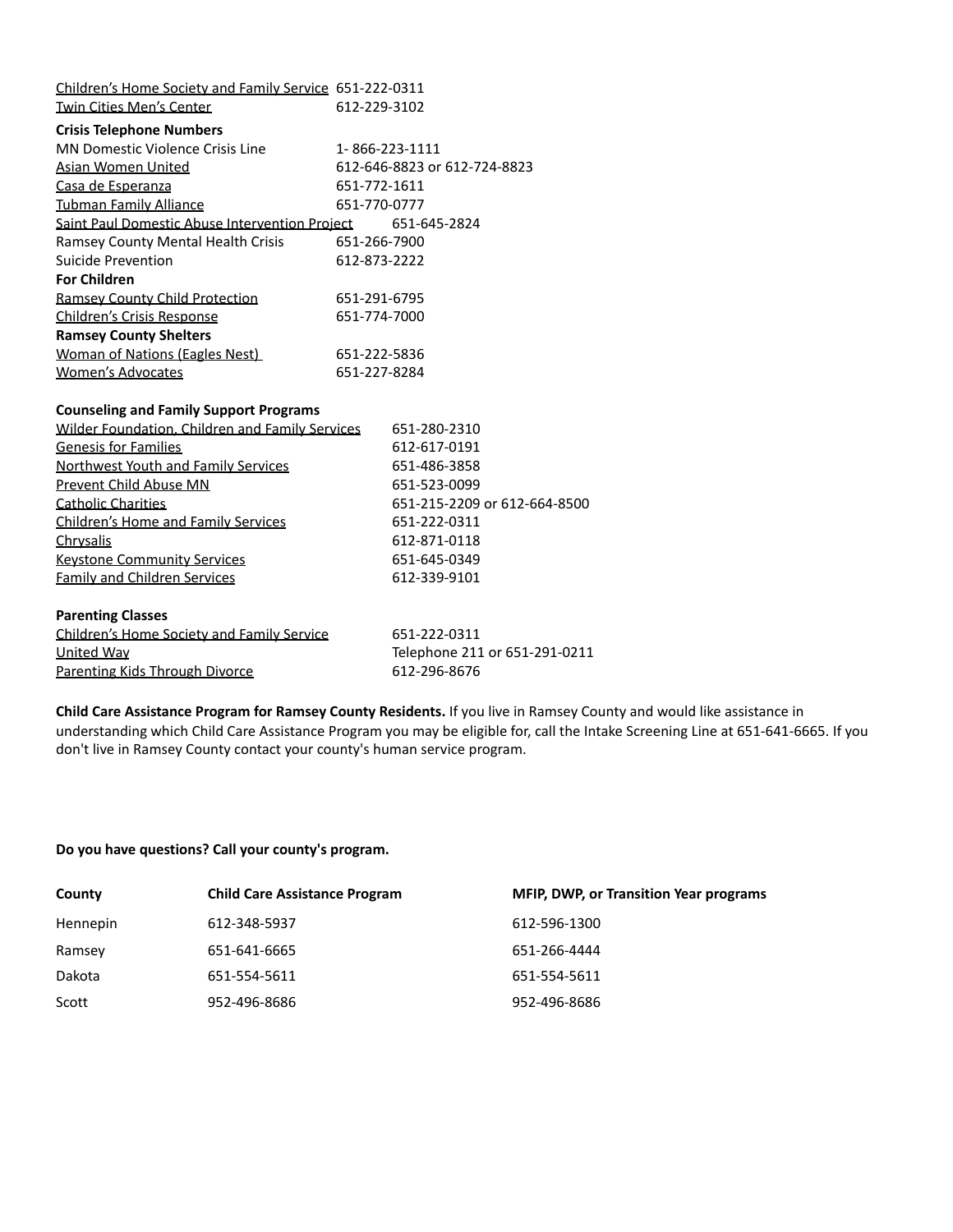Children's Home Society and Family Service 651-222-0311
Twin Cities Men's Center 612-229-3102

**Crisis Telephone Numbers**

| | |
|---|---|
| MN Domestic Violence Crisis Line | 1- 866-223-1111 |
| Asian Women United | 612-646-8823 or 612-724-8823 |
| Casa de Esperanza | 651-772-1611 |
| Tubman Family Alliance | 651-770-0777 |
| Saint Paul Domestic Abuse Intervention Project | 651-645-2824 |
| Ramsey County Mental Health Crisis | 651-266-7900 |
| Suicide Prevention | 612-873-2222 |

**For Children**

| | |
|---|---|
| Ramsey County Child Protection | 651-291-6795 |
| Children's Crisis Response | 651-774-7000 |

**Ramsey County Shelters**

| | |
|---|---|
| Woman of Nations (Eagles Nest) | 651-222-5836 |
| Women's Advocates | 651-227-8284 |

**Counseling and Family Support Programs**

| | |
|---|---|
| Wilder Foundation, Children and Family Services | 651-280-2310 |
| Genesis for Families | 612-617-0191 |
| Northwest Youth and Family Services | 651-486-3858 |
| Prevent Child Abuse MN | 651-523-0099 |
| Catholic Charities | 651-215-2209 or 612-664-8500 |
| Children's Home and Family Services | 651-222-0311 |
| Chrysalis | 612-871-0118 |
| Keystone Community Services | 651-645-0349 |
| Family and Children Services | 612-339-9101 |

**Parenting Classes**

| | |
|---|---|
| Children's Home Society and Family Service | 651-222-0311 |
| United Way | Telephone 211 or 651-291-0211 |
| Parenting Kids Through Divorce | 612-296-8676 |

**Child Care Assistance Program for Ramsey County Residents.** If you live in Ramsey County and would like assistance in understanding which Child Care Assistance Program you may be eligible for, call the Intake Screening Line at 651-641-6665. If you don't live in Ramsey County contact your county's human service program.

**Do you have questions? Call your county's program.**

| County | Child Care Assistance Program | MFIP, DWP, or Transition Year programs |
|---|---|---|
| Hennepin | 612-348-5937 | 612-596-1300 |
| Ramsey | 651-641-6665 | 651-266-4444 |
| Dakota | 651-554-5611 | 651-554-5611 |
| Scott | 952-496-8686 | 952-496-8686 |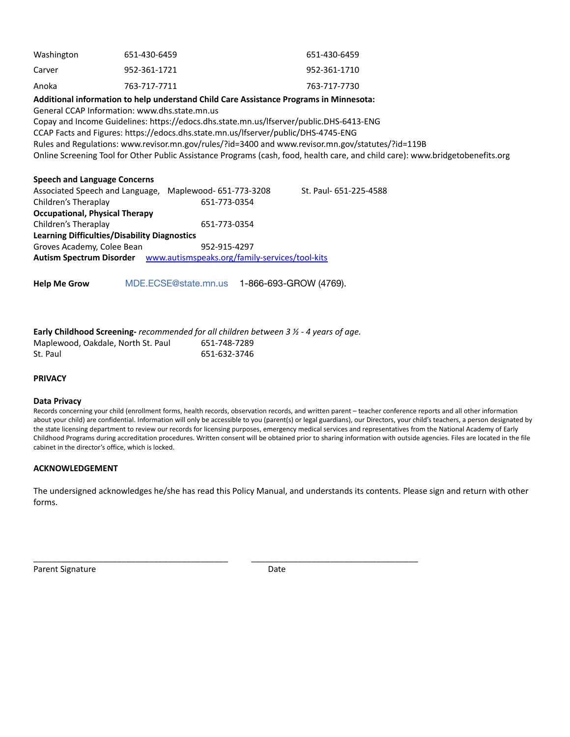| | | |
|---|---|---|
| Washington | 651-430-6459 | 651-430-6459 |
| Carver | 952-361-1721 | 952-361-1710 |
| Anoka | 763-717-7711 | 763-717-7730 |

**Additional information to help understand Child Care Assistance Programs in Minnesota:**
General CCAP Information: www.dhs.state.mn.us
Copay and Income Guidelines: https://edocs.dhs.state.mn.us/lfserver/public.DHS-6413-ENG
CCAP Facts and Figures: https://edocs.dhs.state.mn.us/lfserver/public/DHS-4745-ENG
Rules and Regulations: www.revisor.mn.gov/rules/?id=3400 and www.revisor.mn.gov/statutes/?id=119B
Online Screening Tool for Other Public Assistance Programs (cash, food, health care, and child care): www.bridgetobenefits.org

**Speech and Language Concerns**
Associated Speech and Language, Maplewood- 651-773-3208 St. Paul- 651-225-4588
Children's Theraplay 651-773-0354
**Occupational, Physical Therapy**
Children's Theraplay 651-773-0354
**Learning Difficulties/Disability Diagnostics**
Groves Academy, Colee Bean 952-915-4297
**Autism Spectrum Disorder** www.autismspeaks.org/family-services/tool-kits

**Help Me Grow** MDE.ECSE@state.mn.us 1-866-693-GROW (4769).

**Early Childhood Screening-** *recommended for all children between 3 ½ - 4 years of age.*
Maplewood, Oakdale, North St. Paul 651-748-7289
St. Paul 651-632-3746

**PRIVACY**

**Data Privacy**
Records concerning your child (enrollment forms, health records, observation records, and written parent – teacher conference reports and all other information about your child) are confidential. Information will only be accessible to you (parent(s) or legal guardians), our Directors, your child's teachers, a person designated by the state licensing department to review our records for licensing purposes, emergency medical services and representatives from the National Academy of Early Childhood Programs during accreditation procedures. Written consent will be obtained prior to sharing information with outside agencies. Files are located in the file cabinet in the director's office, which is locked.

**ACKNOWLEDGEMENT**

The undersigned acknowledges he/she has read this Policy Manual, and understands its contents. Please sign and return with other forms.

\_\_\_\_\_\_\_\_\_\_\_\_\_\_\_\_\_\_\_\_\_\_\_\_\_\_\_\_\_\_\_\_\_\_\_\_\_\_\_\_ \_\_\_\_\_\_\_\_\_\_\_\_\_\_\_\_\_\_\_\_\_\_\_\_\_\_\_\_\_\_\_\_\_\_\_\_
Parent Signature Date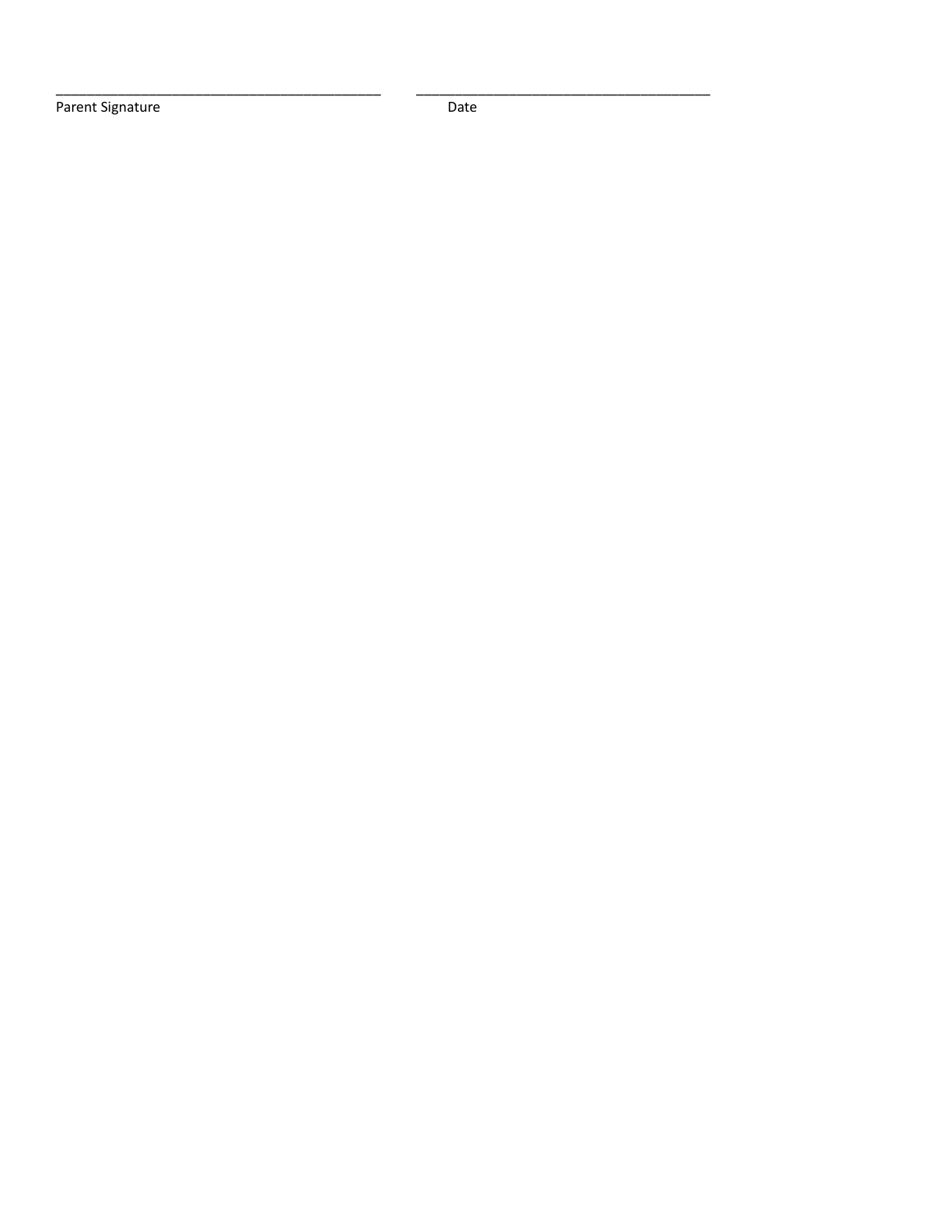\_\_\_\_\_\_\_\_\_\_\_\_\_\_\_\_\_\_\_\_\_\_\_\_\_\_\_\_\_\_\_\_\_\_\_\_\_\_\_\_\_\_ \_\_\_\_\_\_\_\_\_\_\_\_\_\_\_\_\_\_\_\_\_\_\_\_\_\_\_\_\_\_\_\_\_\_\_\_\_\_\_

Parent Signature Date